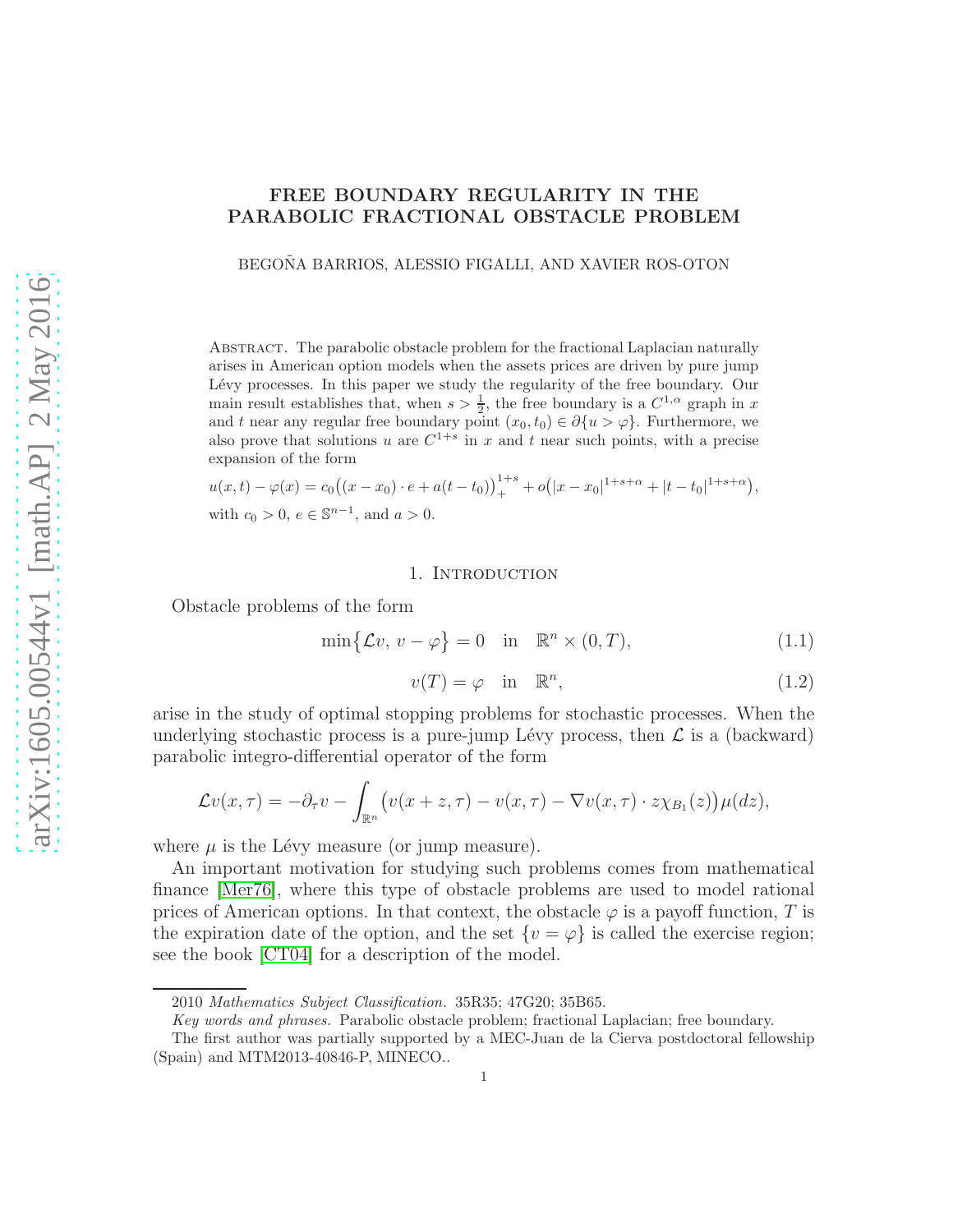# FREE BOUNDARY REGULARITY IN THE PARABOLIC FRACTIONAL OBSTACLE PROBLEM

BEGOÑA BARRIOS, ALESSIO FIGALLI, AND XAVIER ROS-OTON

Abstract. The parabolic obstacle problem for the fractional Laplacian naturally arises in American option models when the assets prices are driven by pure jump Lévy processes. In this paper we study the regularity of the free boundary. Our main result establishes that, when $s > \frac{1}{2}$, the free boundary is a $C^{1,\alpha}$ graph in $x$ and $t$ near any regular free boundary point $(x_0, t_0) \in \partial\{u > \varphi\}$. Furthermore, we also prove that solutions $u$ are $C^{1+s}$ in $x$ and $t$ near such points, with a precise expansion of the form

$$u(x,t) - \varphi(x) = c_0\big((x - x_0)\cdot e + a(t-t_0)\big)_+^{1+s} + o\big(|x-x_0|^{1+s+\alpha} + |t-t_0|^{1+s+\alpha}\big),$$

with $c_0 > 0$, $e \in \mathbb{S}^{n-1}$, and $a > 0$.

## 1. Introduction

Obstacle problems of the form

$$\min\big\{\mathcal{L}v,\, v - \varphi\big\} = 0 \quad \text{in} \quad \mathbb{R}^n \times (0,T), \tag{1.1}$$

$$v(T) = \varphi \quad \text{in} \quad \mathbb{R}^n, \tag{1.2}$$

arise in the study of optimal stopping problems for stochastic processes. When the underlying stochastic process is a pure-jump Lévy process, then $\mathcal{L}$ is a (backward) parabolic integro-differential operator of the form

$$\mathcal{L}v(x,\tau) = -\partial_\tau v - \int_{\mathbb{R}^n} \big(v(x+z,\tau) - v(x,\tau) - \nabla v(x,\tau)\cdot z\chi_{B_1}(z)\big)\mu(dz),$$

where $\mu$ is the Lévy measure (or jump measure).

An important motivation for studying such problems comes from mathematical finance [Mer76], where this type of obstacle problems are used to model rational prices of American options. In that context, the obstacle $\varphi$ is a payoff function, $T$ is the expiration date of the option, and the set $\{v = \varphi\}$ is called the exercise region; see the book [CT04] for a description of the model.

2010 *Mathematics Subject Classification.* 35R35; 47G20; 35B65.

*Key words and phrases.* Parabolic obstacle problem; fractional Laplacian; free boundary.

The first author was partially supported by a MEC-Juan de la Cierva postdoctoral fellowship (Spain) and MTM2013-40846-P, MINECO..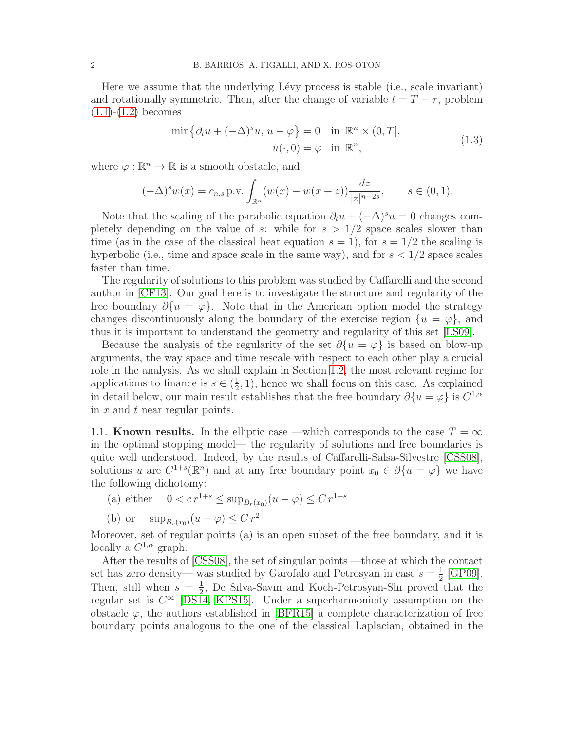Here we assume that the underlying Lévy process is stable (i.e., scale invariant) and rotationally symmetric. Then, after the change of variable $t = T - \tau$, problem (1.1)-(1.2) becomes

$$
\begin{aligned}
\min\big\{\partial_t u + (-\Delta)^s u,\, u - \varphi\big\} &= 0 \quad \text{in } \mathbb{R}^n \times (0,T], \\
u(\cdot, 0) &= \varphi \quad \text{in } \mathbb{R}^n,
\end{aligned}
\tag{1.3}
$$

where $\varphi : \mathbb{R}^n \to \mathbb{R}$ is a smooth obstacle, and

$$
(-\Delta)^s w(x) = c_{n,s}\,\text{p.v.}\int_{\mathbb{R}^n} (w(x) - w(x+z))\frac{dz}{|z|^{n+2s}}, \qquad s \in (0,1).
$$

Note that the scaling of the parabolic equation $\partial_t u + (-\Delta)^s u = 0$ changes completely depending on the value of $s$: while for $s > 1/2$ space scales slower than time (as in the case of the classical heat equation $s = 1$), for $s = 1/2$ the scaling is hyperbolic (i.e., time and space scale in the same way), and for $s < 1/2$ space scales faster than time.

The regularity of solutions to this problem was studied by Caffarelli and the second author in [CF13]. Our goal here is to investigate the structure and regularity of the free boundary $\partial\{u = \varphi\}$. Note that in the American option model the strategy changes discontinuously along the boundary of the exercise region $\{u = \varphi\}$, and thus it is important to understand the geometry and regularity of this set [LS09].

Because the analysis of the regularity of the set $\partial\{u = \varphi\}$ is based on blow-up arguments, the way space and time rescale with respect to each other play a crucial role in the analysis. As we shall explain in Section 1.2, the most relevant regime for applications to finance is $s \in (\frac{1}{2}, 1)$, hence we shall focus on this case. As explained in detail below, our main result establishes that the free boundary $\partial\{u = \varphi\}$ is $C^{1,\alpha}$ in $x$ and $t$ near regular points.

### 1.1. **Known results.**

In the elliptic case —which corresponds to the case $T = \infty$ in the optimal stopping model— the regularity of solutions and free boundaries is quite well understood. Indeed, by the results of Caffarelli-Salsa-Silvestre [CSS08], solutions $u$ are $C^{1+s}(\mathbb{R}^n)$ and at any free boundary point $x_0 \in \partial\{u = \varphi\}$ we have the following dichotomy:

(a) either $\quad 0 < c\, r^{1+s} \le \sup_{B_r(x_0)}(u - \varphi) \le C\, r^{1+s}$

(b) or $\quad \sup_{B_r(x_0)}(u - \varphi) \le C\, r^2$

Moreover, set of regular points (a) is an open subset of the free boundary, and it is locally a $C^{1,\alpha}$ graph.

After the results of [CSS08], the set of singular points —those at which the contact set has zero density— was studied by Garofalo and Petrosyan in case $s = \frac{1}{2}$ [GP09]. Then, still when $s = \frac{1}{2}$, De Silva-Savin and Koch-Petrosyan-Shi proved that the regular set is $C^\infty$ [DS14, KPS15]. Under a superharmonicity assumption on the obstacle $\varphi$, the authors established in [BFR15] a complete characterization of free boundary points analogous to the one of the classical Laplacian, obtained in the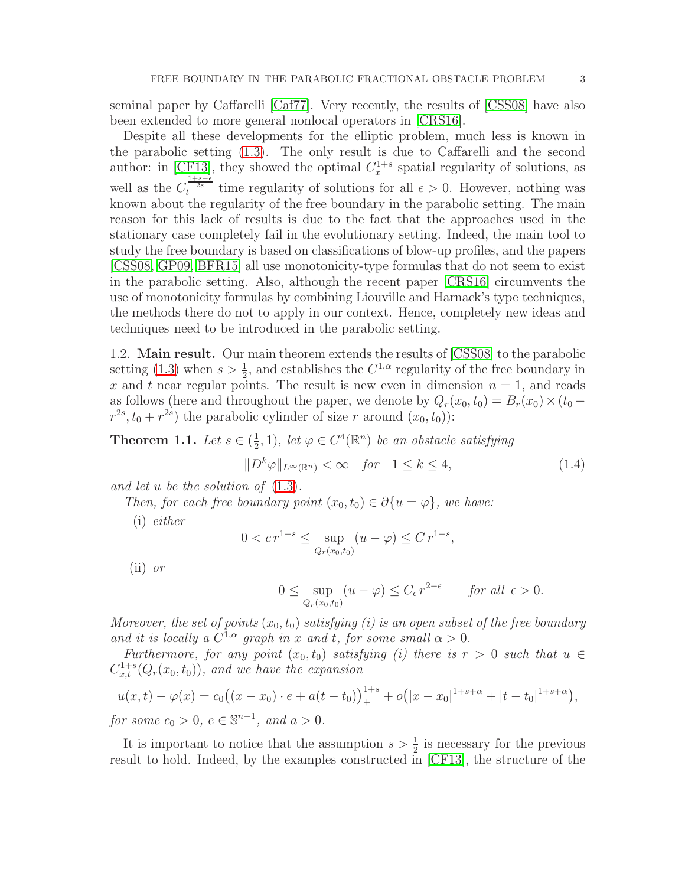seminal paper by Caffarelli [Caf77]. Very recently, the results of [CSS08] have also been extended to more general nonlocal operators in [CRS16].

Despite all these developments for the elliptic problem, much less is known in the parabolic setting (1.3). The only result is due to Caffarelli and the second author: in [CF13], they showed the optimal $C_x^{1+s}$ spatial regularity of solutions, as well as the $C_t^{\frac{1+s-\epsilon}{2s}}$ time regularity of solutions for all $\epsilon > 0$. However, nothing was known about the regularity of the free boundary in the parabolic setting. The main reason for this lack of results is due to the fact that the approaches used in the stationary case completely fail in the evolutionary setting. Indeed, the main tool to study the free boundary is based on classifications of blow-up profiles, and the papers [CSS08, GP09, BFR15] all use monotonicity-type formulas that do not seem to exist in the parabolic setting. Also, although the recent paper [CRS16] circumvents the use of monotonicity formulas by combining Liouville and Harnack's type techniques, the methods there do not to apply in our context. Hence, completely new ideas and techniques need to be introduced in the parabolic setting.

1.2. **Main result.** Our main theorem extends the results of [CSS08] to the parabolic setting (1.3) when $s > \frac{1}{2}$, and establishes the $C^{1,\alpha}$ regularity of the free boundary in $x$ and $t$ near regular points. The result is new even in dimension $n = 1$, and reads as follows (here and throughout the paper, we denote by $Q_r(x_0, t_0) = B_r(x_0) \times (t_0 - r^{2s}, t_0 + r^{2s})$ the parabolic cylinder of size $r$ around $(x_0, t_0)$):

**Theorem 1.1.** *Let $s \in (\frac{1}{2}, 1)$, let $\varphi \in C^4(\mathbb{R}^n)$ be an obstacle satisfying*

$$\|D^k \varphi\|_{L^\infty(\mathbb{R}^n)} < \infty \quad \text{for} \quad 1 \leq k \leq 4, \tag{1.4}$$

*and let $u$ be the solution of (1.3).*

*Then, for each free boundary point $(x_0, t_0) \in \partial\{u = \varphi\}$, we have:*

(i) *either*

$$0 < c\, r^{1+s} \leq \sup_{Q_r(x_0,t_0)} (u - \varphi) \leq C\, r^{1+s},$$

(ii) *or*

$$0 \leq \sup_{Q_r(x_0,t_0)} (u - \varphi) \leq C_\epsilon\, r^{2-\epsilon} \qquad \text{for all } \epsilon > 0.$$

*Moreover, the set of points $(x_0, t_0)$ satisfying (i) is an open subset of the free boundary and it is locally a $C^{1,\alpha}$ graph in $x$ and $t$, for some small $\alpha > 0$.*

*Furthermore, for any point $(x_0, t_0)$ satisfying (i) there is $r > 0$ such that $u \in C^{1+s}_{x,t}(Q_r(x_0, t_0))$, and we have the expansion*

$$u(x,t) - \varphi(x) = c_0\big((x - x_0)\cdot e + a(t - t_0)\big)_+^{1+s} + o\big(|x - x_0|^{1+s+\alpha} + |t - t_0|^{1+s+\alpha}\big),$$

*for some $c_0 > 0$, $e \in \mathbb{S}^{n-1}$, and $a > 0$.*

It is important to notice that the assumption $s > \frac{1}{2}$ is necessary for the previous result to hold. Indeed, by the examples constructed in [CF13], the structure of the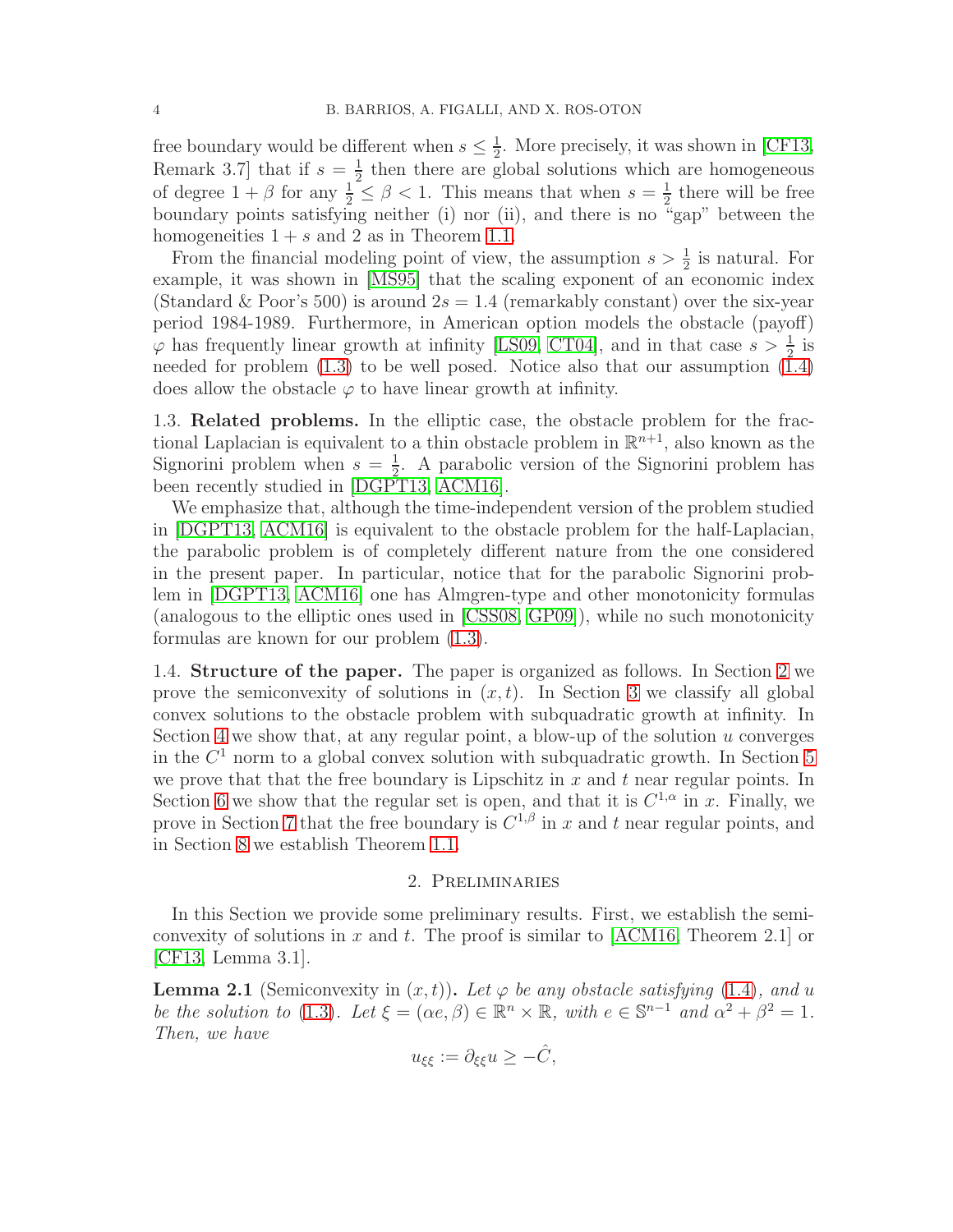free boundary would be different when $s \le \frac{1}{2}$. More precisely, it was shown in [CF13, Remark 3.7] that if $s = \frac{1}{2}$ then there are global solutions which are homogeneous of degree $1 + \beta$ for any $\frac{1}{2} \le \beta < 1$. This means that when $s = \frac{1}{2}$ there will be free boundary points satisfying neither (i) nor (ii), and there is no "gap" between the homogeneities $1 + s$ and $2$ as in Theorem 1.1.

From the financial modeling point of view, the assumption $s > \frac{1}{2}$ is natural. For example, it was shown in [MS95] that the scaling exponent of an economic index (Standard & Poor's 500) is around $2s = 1.4$ (remarkably constant) over the six-year period 1984-1989. Furthermore, in American option models the obstacle (payoff) $\varphi$ has frequently linear growth at infinity [LS09, CT04], and in that case $s > \frac{1}{2}$ is needed for problem (1.3) to be well posed. Notice also that our assumption (1.4) does allow the obstacle $\varphi$ to have linear growth at infinity.

1.3. **Related problems.** In the elliptic case, the obstacle problem for the fractional Laplacian is equivalent to a thin obstacle problem in $\mathbb{R}^{n+1}$, also known as the Signorini problem when $s = \frac{1}{2}$. A parabolic version of the Signorini problem has been recently studied in [DGPT13, ACM16].

We emphasize that, although the time-independent version of the problem studied in [DGPT13, ACM16] is equivalent to the obstacle problem for the half-Laplacian, the parabolic problem is of completely different nature from the one considered in the present paper. In particular, notice that for the parabolic Signorini problem in [DGPT13, ACM16] one has Almgren-type and other monotonicity formulas (analogous to the elliptic ones used in [CSS08, GP09]), while no such monotonicity formulas are known for our problem (1.3).

1.4. **Structure of the paper.** The paper is organized as follows. In Section 2 we prove the semiconvexity of solutions in $(x, t)$. In Section 3 we classify all global convex solutions to the obstacle problem with subquadratic growth at infinity. In Section 4 we show that, at any regular point, a blow-up of the solution $u$ converges in the $C^1$ norm to a global convex solution with subquadratic growth. In Section 5 we prove that that the free boundary is Lipschitz in $x$ and $t$ near regular points. In Section 6 we show that the regular set is open, and that it is $C^{1,\alpha}$ in $x$. Finally, we prove in Section 7 that the free boundary is $C^{1,\beta}$ in $x$ and $t$ near regular points, and in Section 8 we establish Theorem 1.1.

## 2. Preliminaries

In this Section we provide some preliminary results. First, we establish the semiconvexity of solutions in $x$ and $t$. The proof is similar to [ACM16, Theorem 2.1] or [CF13, Lemma 3.1].

**Lemma 2.1** (Semiconvexity in $(x, t)$). *Let $\varphi$ be any obstacle satisfying (1.4), and $u$ be the solution to (1.3). Let $\xi = (\alpha e, \beta) \in \mathbb{R}^n \times \mathbb{R}$, with $e \in \mathbb{S}^{n-1}$ and $\alpha^2 + \beta^2 = 1$. Then, we have*

$$u_{\xi\xi} := \partial_{\xi\xi} u \ge -\hat{C},$$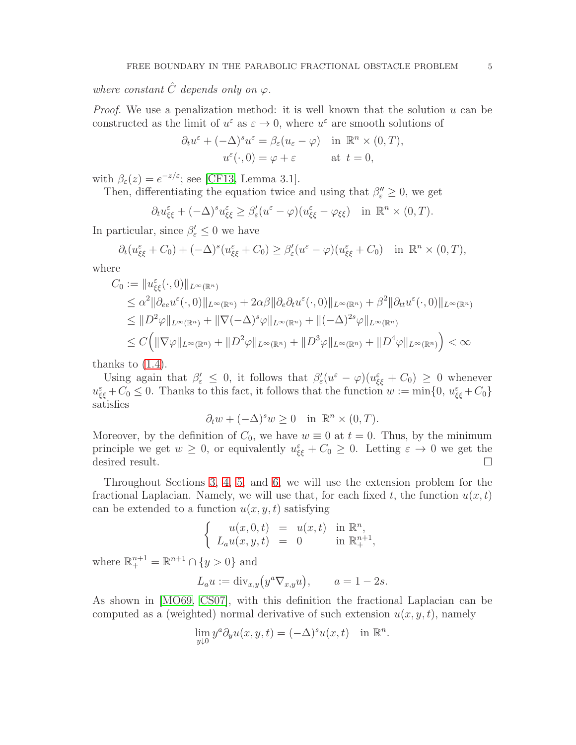*where constant $\hat{C}$ depends only on $\varphi$.*

*Proof.* We use a penalization method: it is well known that the solution $u$ can be constructed as the limit of $u^\varepsilon$ as $\varepsilon \to 0$, where $u^\varepsilon$ are smooth solutions of

$$\begin{aligned} \partial_t u^\varepsilon + (-\Delta)^s u^\varepsilon &= \beta_\varepsilon(u_\varepsilon - \varphi) \quad \text{in } \mathbb{R}^n \times (0,T), \\ u^\varepsilon(\cdot, 0) &= \varphi + \varepsilon \qquad \text{at } t = 0, \end{aligned}$$

with $\beta_\varepsilon(z) = e^{-z/\varepsilon}$; see [CF13, Lemma 3.1].

Then, differentiating the equation twice and using that $\beta_\varepsilon'' \geq 0$, we get

$$\partial_t u^\varepsilon_{\xi\xi} + (-\Delta)^s u^\varepsilon_{\xi\xi} \geq \beta_\varepsilon'(u^\varepsilon - \varphi)(u^\varepsilon_{\xi\xi} - \varphi_{\xi\xi}) \quad \text{in } \mathbb{R}^n \times (0,T).$$

In particular, since $\beta_\varepsilon' \leq 0$ we have

$$\partial_t (u^\varepsilon_{\xi\xi} + C_0) + (-\Delta)^s (u^\varepsilon_{\xi\xi} + C_0) \geq \beta_\varepsilon'(u^\varepsilon - \varphi)(u^\varepsilon_{\xi\xi} + C_0) \quad \text{in } \mathbb{R}^n \times (0,T),$$

where

$$\begin{aligned} C_0 &:= \|u^\varepsilon_{\xi\xi}(\cdot, 0)\|_{L^\infty(\mathbb{R}^n)} \\ &\leq \alpha^2 \|\partial_{ee} u^\varepsilon(\cdot,0)\|_{L^\infty(\mathbb{R}^n)} + 2\alpha\beta \|\partial_e \partial_t u^\varepsilon(\cdot,0)\|_{L^\infty(\mathbb{R}^n)} + \beta^2 \|\partial_{tt} u^\varepsilon(\cdot,0)\|_{L^\infty(\mathbb{R}^n)} \\ &\leq \|D^2 \varphi\|_{L^\infty(\mathbb{R}^n)} + \|\nabla(-\Delta)^s \varphi\|_{L^\infty(\mathbb{R}^n)} + \|(-\Delta)^{2s}\varphi\|_{L^\infty(\mathbb{R}^n)} \\ &\leq C\Big( \|\nabla \varphi\|_{L^\infty(\mathbb{R}^n)} + \|D^2\varphi\|_{L^\infty(\mathbb{R}^n)} + \|D^3\varphi\|_{L^\infty(\mathbb{R}^n)} + \|D^4\varphi\|_{L^\infty(\mathbb{R}^n)} \Big) < \infty \end{aligned}$$

thanks to (1.4).

Using again that $\beta_\varepsilon' \leq 0$, it follows that $\beta_\varepsilon'(u^\varepsilon - \varphi)(u^\varepsilon_{\xi\xi} + C_0) \geq 0$ whenever $u^\varepsilon_{\xi\xi} + C_0 \leq 0$. Thanks to this fact, it follows that the function $w := \min\{0, u^\varepsilon_{\xi\xi} + C_0\}$ satisfies

$$\partial_t w + (-\Delta)^s w \geq 0 \quad \text{in } \mathbb{R}^n \times (0,T).$$

Moreover, by the definition of $C_0$, we have $w \equiv 0$ at $t = 0$. Thus, by the minimum principle we get $w \geq 0$, or equivalently $u^\varepsilon_{\xi\xi} + C_0 \geq 0$. Letting $\varepsilon \to 0$ we get the desired result. $\square$

Throughout Sections 3, 4, 5, and 6, we will use the extension problem for the fractional Laplacian. Namely, we will use that, for each fixed $t$, the function $u(x,t)$ can be extended to a function $u(x,y,t)$ satisfying

$$\begin{cases} u(x,0,t) = u(x,t) & \text{in } \mathbb{R}^n, \\ L_a u(x,y,t) = 0 & \text{in } \mathbb{R}^{n+1}_+, \end{cases}$$

where $\mathbb{R}^{n+1}_+ = \mathbb{R}^{n+1} \cap \{y > 0\}$ and

$$L_a u := \operatorname{div}_{x,y}\big(y^a \nabla_{x,y} u\big), \qquad a = 1 - 2s.$$

As shown in [MO69, CS07], with this definition the fractional Laplacian can be computed as a (weighted) normal derivative of such extension $u(x,y,t)$, namely

$$\lim_{y \downarrow 0} y^a \partial_y u(x,y,t) = (-\Delta)^s u(x,t) \quad \text{in } \mathbb{R}^n.$$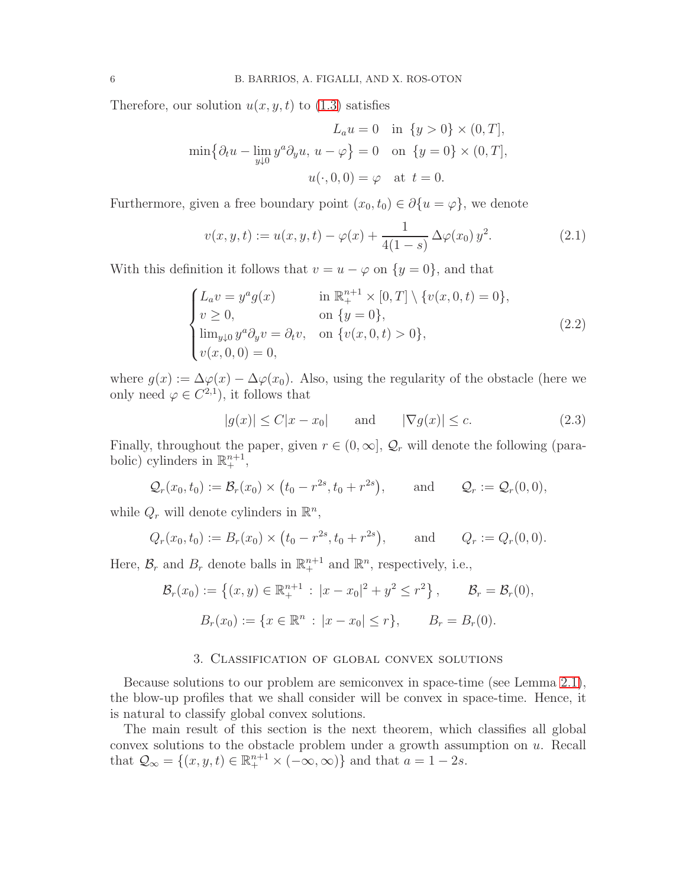Therefore, our solution $u(x, y, t)$ to (1.3) satisfies

$$
\begin{aligned}
L_a u = 0 \quad &\text{in } \{y > 0\} \times (0, T], \\
\min\bigl\{\partial_t u - \lim_{y\downarrow 0} y^a \partial_y u,\ u - \varphi\bigr\} = 0 \quad &\text{on } \{y = 0\} \times (0, T], \\
u(\cdot, 0, 0) = \varphi \quad &\text{at } t = 0.
\end{aligned}
$$

Furthermore, given a free boundary point $(x_0, t_0) \in \partial\{u = \varphi\}$, we denote

$$
v(x, y, t) := u(x, y, t) - \varphi(x) + \frac{1}{4(1-s)}\,\Delta\varphi(x_0)\,y^2. \tag{2.1}
$$

With this definition it follows that $v = u - \varphi$ on $\{y = 0\}$, and that

$$
\begin{cases}
L_a v = y^a g(x) & \text{in } \mathbb{R}^{n+1}_+ \times [0, T] \setminus \{v(x, 0, t) = 0\}, \\
v \geq 0, & \text{on } \{y = 0\}, \\
\lim_{y\downarrow 0} y^a \partial_y v = \partial_t v, & \text{on } \{v(x, 0, t) > 0\}, \\
v(x, 0, 0) = 0,
\end{cases} \tag{2.2}
$$

where $g(x) := \Delta\varphi(x) - \Delta\varphi(x_0)$. Also, using the regularity of the obstacle (here we only need $\varphi \in C^{2,1}$), it follows that

$$
|g(x)| \leq C|x - x_0| \qquad \text{and} \qquad |\nabla g(x)| \leq c. \tag{2.3}
$$

Finally, throughout the paper, given $r \in (0, \infty]$, $\mathcal{Q}_r$ will denote the following (parabolic) cylinders in $\mathbb{R}^{n+1}_+$,

$$
\mathcal{Q}_r(x_0, t_0) := \mathcal{B}_r(x_0) \times \bigl(t_0 - r^{2s}, t_0 + r^{2s}\bigr), \qquad \text{and} \qquad \mathcal{Q}_r := \mathcal{Q}_r(0, 0),
$$

while $Q_r$ will denote cylinders in $\mathbb{R}^n$,

$$
Q_r(x_0, t_0) := B_r(x_0) \times \bigl(t_0 - r^{2s}, t_0 + r^{2s}\bigr), \qquad \text{and} \qquad Q_r := Q_r(0, 0).
$$

Here, $\mathcal{B}_r$ and $B_r$ denote balls in $\mathbb{R}^{n+1}_+$ and $\mathbb{R}^n$, respectively, i.e.,

$$
\mathcal{B}_r(x_0) := \bigl\{(x, y) \in \mathbb{R}^{n+1}_+ \,:\, |x - x_0|^2 + y^2 \leq r^2\bigr\}, \qquad \mathcal{B}_r = \mathcal{B}_r(0),
$$

$$
B_r(x_0) := \{x \in \mathbb{R}^n \,:\, |x - x_0| \leq r\}, \qquad B_r = B_r(0).
$$

## 3. Classification of global convex solutions

Because solutions to our problem are semiconvex in space-time (see Lemma 2.1), the blow-up profiles that we shall consider will be convex in space-time. Hence, it is natural to classify global convex solutions.

The main result of this section is the next theorem, which classifies all global convex solutions to the obstacle problem under a growth assumption on $u$. Recall that $\mathcal{Q}_\infty = \{(x, y, t) \in \mathbb{R}^{n+1}_+ \times (-\infty, \infty)\}$ and that $a = 1 - 2s$.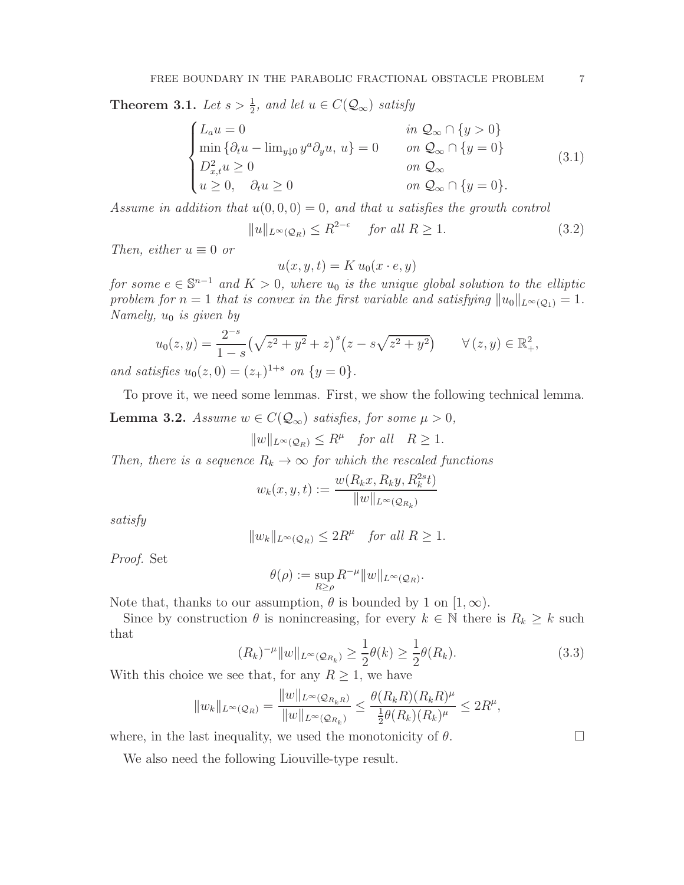**Theorem 3.1.** *Let $s > \frac{1}{2}$, and let $u \in C(\mathcal{Q}_\infty)$ satisfy*

$$
\begin{cases}
L_a u = 0 & \text{in } \mathcal{Q}_\infty \cap \{y > 0\} \\
\min\{\partial_t u - \lim_{y\downarrow 0} y^a \partial_y u,\ u\} = 0 & \text{on } \mathcal{Q}_\infty \cap \{y = 0\} \\
D^2_{x,t} u \geq 0 & \text{on } \mathcal{Q}_\infty \\
u \geq 0, \quad \partial_t u \geq 0 & \text{on } \mathcal{Q}_\infty \cap \{y = 0\}.
\end{cases}
\tag{3.1}
$$

*Assume in addition that $u(0,0,0) = 0$, and that $u$ satisfies the growth control*

$$
\|u\|_{L^\infty(\mathcal{Q}_R)} \leq R^{2-\epsilon} \quad \text{for all } R \geq 1. \tag{3.2}
$$

*Then, either $u \equiv 0$ or*

$$
u(x,y,t) = K\, u_0(x \cdot e, y)
$$

*for some $e \in \mathbb{S}^{n-1}$ and $K > 0$, where $u_0$ is the unique global solution to the elliptic problem for $n = 1$ that is convex in the first variable and satisfying $\|u_0\|_{L^\infty(\mathcal{Q}_1)} = 1$. Namely, $u_0$ is given by*

$$
u_0(z,y) = \frac{2^{-s}}{1-s}\big(\sqrt{z^2+y^2} + z\big)^s\big(z - s\sqrt{z^2+y^2}\big) \qquad \forall\,(z,y) \in \mathbb{R}^2_+,
$$

*and satisfies $u_0(z,0) = (z_+)^{1+s}$ on $\{y = 0\}$.*

To prove it, we need some lemmas. First, we show the following technical lemma.

**Lemma 3.2.** *Assume $w \in C(\mathcal{Q}_\infty)$ satisfies, for some $\mu > 0$,*

$$
\|w\|_{L^\infty(\mathcal{Q}_R)} \leq R^\mu \quad \text{for all} \quad R \geq 1.
$$

*Then, there is a sequence $R_k \to \infty$ for which the rescaled functions*

$$
w_k(x,y,t) := \frac{w(R_k x, R_k y, R_k^{2s} t)}{\|w\|_{L^\infty(\mathcal{Q}_{R_k})}}
$$

*satisfy*

$$
\|w_k\|_{L^\infty(\mathcal{Q}_R)} \leq 2R^\mu \quad \text{for all } R \geq 1.
$$

*Proof.* Set

$$
\theta(\rho) := \sup_{R \geq \rho} R^{-\mu} \|w\|_{L^\infty(\mathcal{Q}_R)}.
$$

Note that, thanks to our assumption, $\theta$ is bounded by 1 on $[1,\infty)$.

Since by construction $\theta$ is nonincreasing, for every $k \in \mathbb{N}$ there is $R_k \geq k$ such that

$$
(R_k)^{-\mu} \|w\|_{L^\infty(\mathcal{Q}_{R_k})} \geq \frac{1}{2}\theta(k) \geq \frac{1}{2}\theta(R_k). \tag{3.3}
$$

With this choice we see that, for any $R \geq 1$, we have

$$
\|w_k\|_{L^\infty(\mathcal{Q}_R)} = \frac{\|w\|_{L^\infty(\mathcal{Q}_{R_k R})}}{\|w\|_{L^\infty(\mathcal{Q}_{R_k})}} \leq \frac{\theta(R_k R)(R_k R)^\mu}{\frac{1}{2}\theta(R_k)(R_k)^\mu} \leq 2R^\mu,
$$

where, in the last inequality, we used the monotonicity of $\theta$. $\square$

We also need the following Liouville-type result.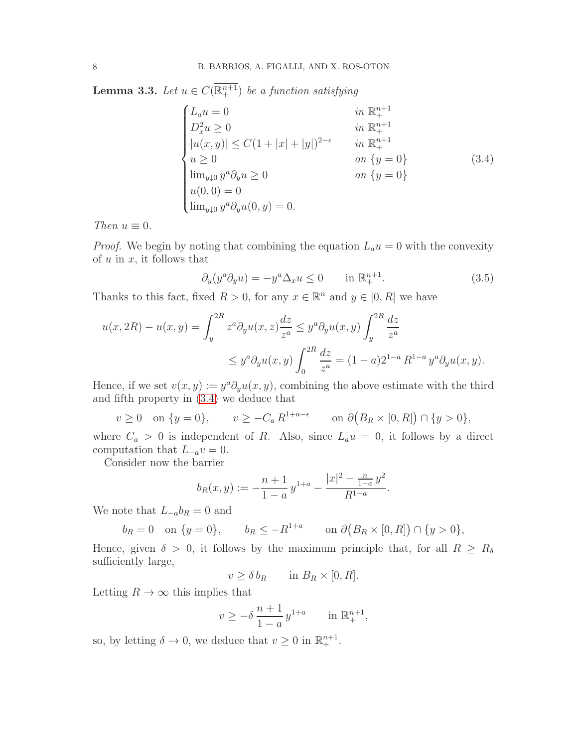**Lemma 3.3.** *Let $u \in C(\overline{\mathbb{R}^{n+1}_+})$ be a function satisfying*

$$
\begin{cases}
L_a u = 0 & \text{in } \mathbb{R}^{n+1}_+ \\
D_x^2 u \geq 0 & \text{in } \mathbb{R}^{n+1}_+ \\
|u(x,y)| \leq C(1+|x|+|y|)^{2-\epsilon} & \text{in } \mathbb{R}^{n+1}_+ \\
u \geq 0 & \text{on } \{y=0\} \\
\lim_{y\downarrow 0} y^a \partial_y u \geq 0 & \text{on } \{y=0\} \\
u(0,0) = 0 & \\
\lim_{y\downarrow 0} y^a \partial_y u(0,y) = 0. &
\end{cases}
\tag{3.4}
$$

*Then $u \equiv 0$.*

*Proof.* We begin by noting that combining the equation $L_a u = 0$ with the convexity of $u$ in $x$, it follows that

$$
\partial_y (y^a \partial_y u) = -y^a \Delta_x u \leq 0 \qquad \text{in } \mathbb{R}^{n+1}_+. \tag{3.5}
$$

Thanks to this fact, fixed $R > 0$, for any $x \in \mathbb{R}^n$ and $y \in [0,R]$ we have

$$
\begin{aligned}
u(x,2R) - u(x,y) = \int_y^{2R} z^a \partial_y u(x,z) \frac{dz}{z^a} &\leq y^a \partial_y u(x,y) \int_y^{2R} \frac{dz}{z^a} \\
&\leq y^a \partial_y u(x,y) \int_0^{2R} \frac{dz}{z^a} = (1-a) 2^{1-a} R^{1-a}\, y^a \partial_y u(x,y).
\end{aligned}
$$

Hence, if we set $v(x,y) := y^a \partial_y u(x,y)$, combining the above estimate with the third and fifth property in (3.4) we deduce that

$$
v \geq 0 \quad \text{on } \{y=0\}, \qquad v \geq -C_a\, R^{1+a-\epsilon} \qquad \text{on } \partial\big(B_R \times [0,R]\big) \cap \{y>0\},
$$

where $C_a > 0$ is independent of $R$. Also, since $L_a u = 0$, it follows by a direct computation that $L_{-a} v = 0$.

Consider now the barrier

$$
b_R(x,y) := -\frac{n+1}{1-a}\, y^{1+a} - \frac{|x|^2 - \frac{n}{1-a}\, y^2}{R^{1-a}}.
$$

We note that $L_{-a} b_R = 0$ and

$$
b_R = 0 \quad \text{on } \{y=0\}, \qquad b_R \leq -R^{1+a} \qquad \text{on } \partial\big(B_R \times [0,R]\big) \cap \{y>0\},
$$

Hence, given $\delta > 0$, it follows by the maximum principle that, for all $R \geq R_\delta$ sufficiently large,

$$
v \geq \delta\, b_R \qquad \text{in } B_R \times [0,R].
$$

Letting $R \to \infty$ this implies that

$$
v \geq -\delta\, \frac{n+1}{1-a}\, y^{1+a} \qquad \text{in } \mathbb{R}^{n+1}_+,
$$

so, by letting $\delta \to 0$, we deduce that $v \geq 0$ in $\mathbb{R}^{n+1}_+$.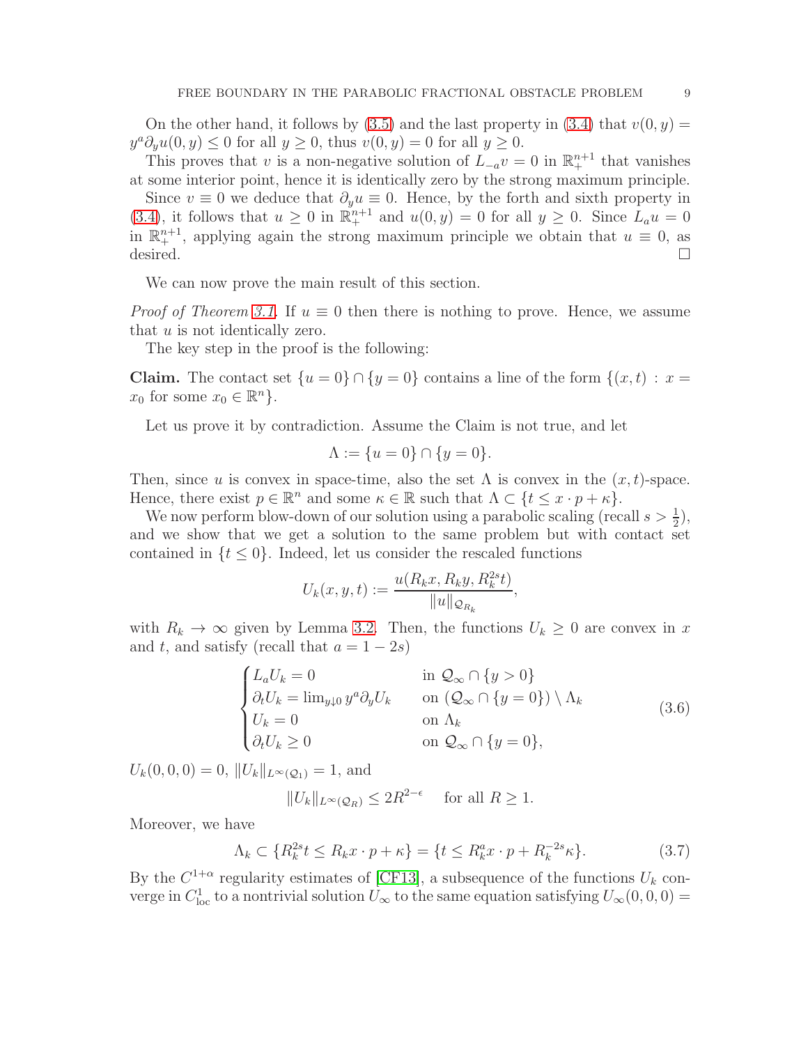On the other hand, it follows by (3.5) and the last property in (3.4) that $v(0, y) = y^a \partial_y u(0, y) \le 0$ for all $y \ge 0$, thus $v(0, y) = 0$ for all $y \ge 0$.

This proves that $v$ is a non-negative solution of $L_{-a} v = 0$ in $\mathbb{R}^{n+1}_+$ that vanishes at some interior point, hence it is identically zero by the strong maximum principle.

Since $v \equiv 0$ we deduce that $\partial_y u \equiv 0$. Hence, by the forth and sixth property in (3.4), it follows that $u \ge 0$ in $\mathbb{R}^{n+1}_+$ and $u(0, y) = 0$ for all $y \ge 0$. Since $L_a u = 0$ in $\mathbb{R}^{n+1}_+$, applying again the strong maximum principle we obtain that $u \equiv 0$, as desired. □

We can now prove the main result of this section.

*Proof of Theorem 3.1.* If $u \equiv 0$ then there is nothing to prove. Hence, we assume that $u$ is not identically zero.

The key step in the proof is the following:

**Claim.** The contact set $\{u = 0\} \cap \{y = 0\}$ contains a line of the form $\{(x, t) : x = x_0 \text{ for some } x_0 \in \mathbb{R}^n\}$.

Let us prove it by contradiction. Assume the Claim is not true, and let

$$\Lambda := \{u = 0\} \cap \{y = 0\}.$$

Then, since $u$ is convex in space-time, also the set $\Lambda$ is convex in the $(x, t)$-space. Hence, there exist $p \in \mathbb{R}^n$ and some $\kappa \in \mathbb{R}$ such that $\Lambda \subset \{t \le x \cdot p + \kappa\}$.

We now perform blow-down of our solution using a parabolic scaling (recall $s > \frac{1}{2}$), and we show that we get a solution to the same problem but with contact set contained in $\{t \le 0\}$. Indeed, let us consider the rescaled functions

$$U_k(x, y, t) := \frac{u(R_k x, R_k y, R_k^{2s} t)}{\|u\|_{\mathcal{Q}_{R_k}}},$$

with $R_k \to \infty$ given by Lemma 3.2. Then, the functions $U_k \ge 0$ are convex in $x$ and $t$, and satisfy (recall that $a = 1 - 2s$)

$$\begin{cases} L_a U_k = 0 & \text{in } \mathcal{Q}_\infty \cap \{y > 0\} \\ \partial_t U_k = \lim_{y \downarrow 0} y^a \partial_y U_k & \text{on } (\mathcal{Q}_\infty \cap \{y = 0\}) \setminus \Lambda_k \\ U_k = 0 & \text{on } \Lambda_k \\ \partial_t U_k \ge 0 & \text{on } \mathcal{Q}_\infty \cap \{y = 0\}, \end{cases} \tag{3.6}$$

$U_k(0, 0, 0) = 0$, $\|U_k\|_{L^\infty(\mathcal{Q}_1)} = 1$, and

$$\|U_k\|_{L^\infty(\mathcal{Q}_R)} \le 2R^{2-\epsilon} \quad \text{for all } R \ge 1.$$

Moreover, we have

$$\Lambda_k \subset \{R_k^{2s} t \le R_k x \cdot p + \kappa\} = \{t \le R_k^a x \cdot p + R_k^{-2s} \kappa\}. \tag{3.7}$$

By the $C^{1+\alpha}$ regularity estimates of [CF13], a subsequence of the functions $U_k$ converge in $C^1_{\text{loc}}$ to a nontrivial solution $U_\infty$ to the same equation satisfying $U_\infty(0, 0, 0) =$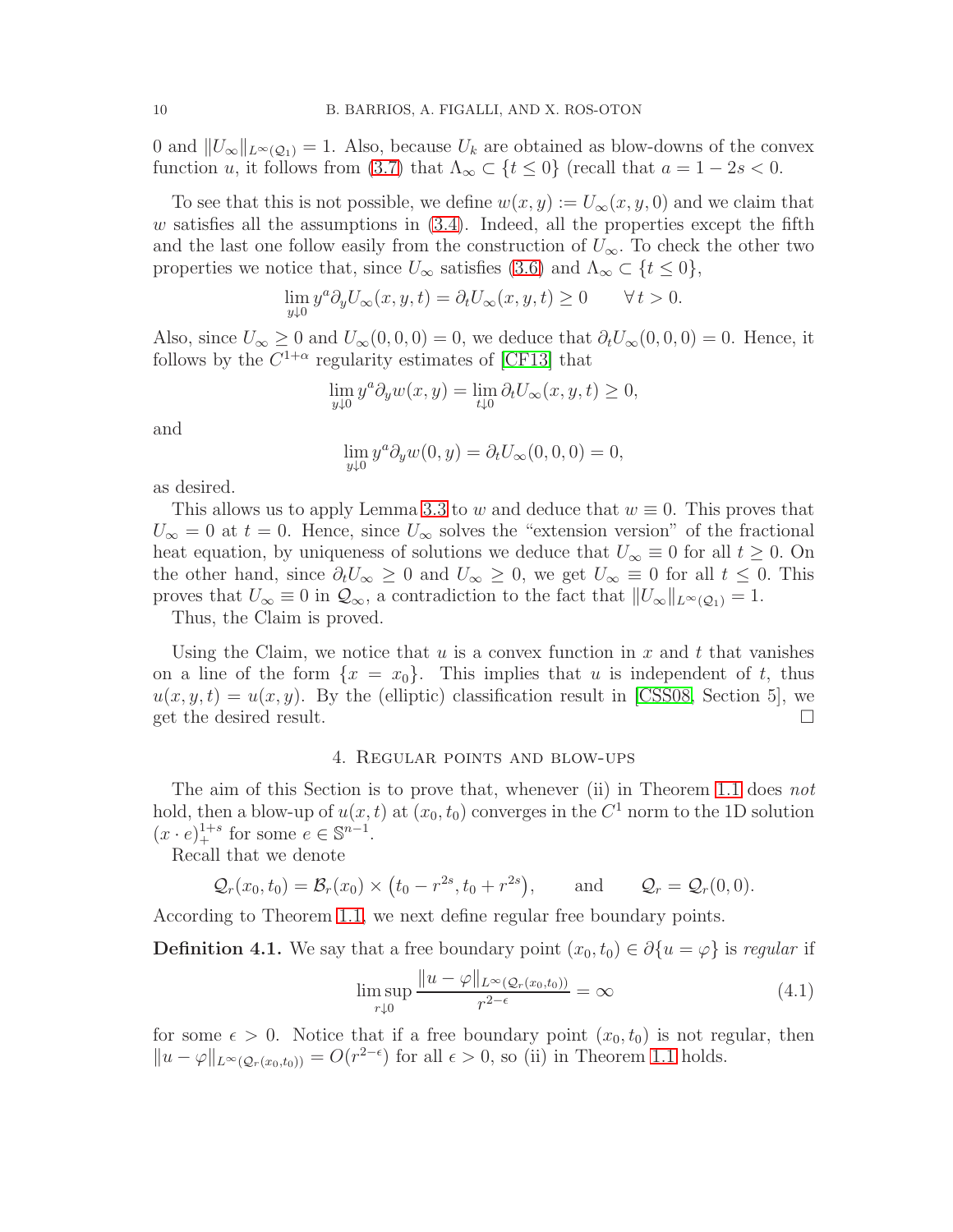0 and $\|U_\infty\|_{L^\infty(\mathcal{Q}_1)} = 1$. Also, because $U_k$ are obtained as blow-downs of the convex function $u$, it follows from (3.7) that $\Lambda_\infty \subset \{t \le 0\}$ (recall that $a = 1 - 2s < 0$.

To see that this is not possible, we define $w(x, y) := U_\infty(x, y, 0)$ and we claim that $w$ satisfies all the assumptions in (3.4). Indeed, all the properties except the fifth and the last one follow easily from the construction of $U_\infty$. To check the other two properties we notice that, since $U_\infty$ satisfies (3.6) and $\Lambda_\infty \subset \{t \le 0\}$,

$$\lim_{y \downarrow 0} y^a \partial_y U_\infty(x, y, t) = \partial_t U_\infty(x, y, t) \ge 0 \qquad \forall\, t > 0.$$

Also, since $U_\infty \ge 0$ and $U_\infty(0, 0, 0) = 0$, we deduce that $\partial_t U_\infty(0, 0, 0) = 0$. Hence, it follows by the $C^{1+\alpha}$ regularity estimates of [CF13] that

$$\lim_{y \downarrow 0} y^a \partial_y w(x, y) = \lim_{t \downarrow 0} \partial_t U_\infty(x, y, t) \ge 0,$$

and

$$\lim_{y \downarrow 0} y^a \partial_y w(0, y) = \partial_t U_\infty(0, 0, 0) = 0,$$

as desired.

This allows us to apply Lemma 3.3 to $w$ and deduce that $w \equiv 0$. This proves that $U_\infty = 0$ at $t = 0$. Hence, since $U_\infty$ solves the "extension version" of the fractional heat equation, by uniqueness of solutions we deduce that $U_\infty \equiv 0$ for all $t \ge 0$. On the other hand, since $\partial_t U_\infty \ge 0$ and $U_\infty \ge 0$, we get $U_\infty \equiv 0$ for all $t \le 0$. This proves that $U_\infty \equiv 0$ in $\mathcal{Q}_\infty$, a contradiction to the fact that $\|U_\infty\|_{L^\infty(\mathcal{Q}_1)} = 1$.

Thus, the Claim is proved.

Using the Claim, we notice that $u$ is a convex function in $x$ and $t$ that vanishes on a line of the form $\{x = x_0\}$. This implies that $u$ is independent of $t$, thus $u(x, y, t) = u(x, y)$. By the (elliptic) classification result in [CSS08, Section 5], we get the desired result. □

## 4. Regular points and blow-ups

The aim of this Section is to prove that, whenever (ii) in Theorem 1.1 does *not* hold, then a blow-up of $u(x, t)$ at $(x_0, t_0)$ converges in the $C^1$ norm to the 1D solution $(x \cdot e)_+^{1+s}$ for some $e \in \mathbb{S}^{n-1}$.

Recall that we denote

$$\mathcal{Q}_r(x_0, t_0) = \mathcal{B}_r(x_0) \times \left(t_0 - r^{2s}, t_0 + r^{2s}\right), \qquad \text{and} \qquad \mathcal{Q}_r = \mathcal{Q}_r(0, 0).$$

According to Theorem 1.1, we next define regular free boundary points.

**Definition 4.1.** We say that a free boundary point $(x_0, t_0) \in \partial\{u = \varphi\}$ is *regular* if

$$\limsup_{r \downarrow 0} \frac{\|u - \varphi\|_{L^\infty(\mathcal{Q}_r(x_0, t_0))}}{r^{2-\epsilon}} = \infty \tag{4.1}$$

for some $\epsilon > 0$. Notice that if a free boundary point $(x_0, t_0)$ is not regular, then $\|u - \varphi\|_{L^\infty(\mathcal{Q}_r(x_0, t_0))} = O(r^{2-\epsilon})$ for all $\epsilon > 0$, so (ii) in Theorem 1.1 holds.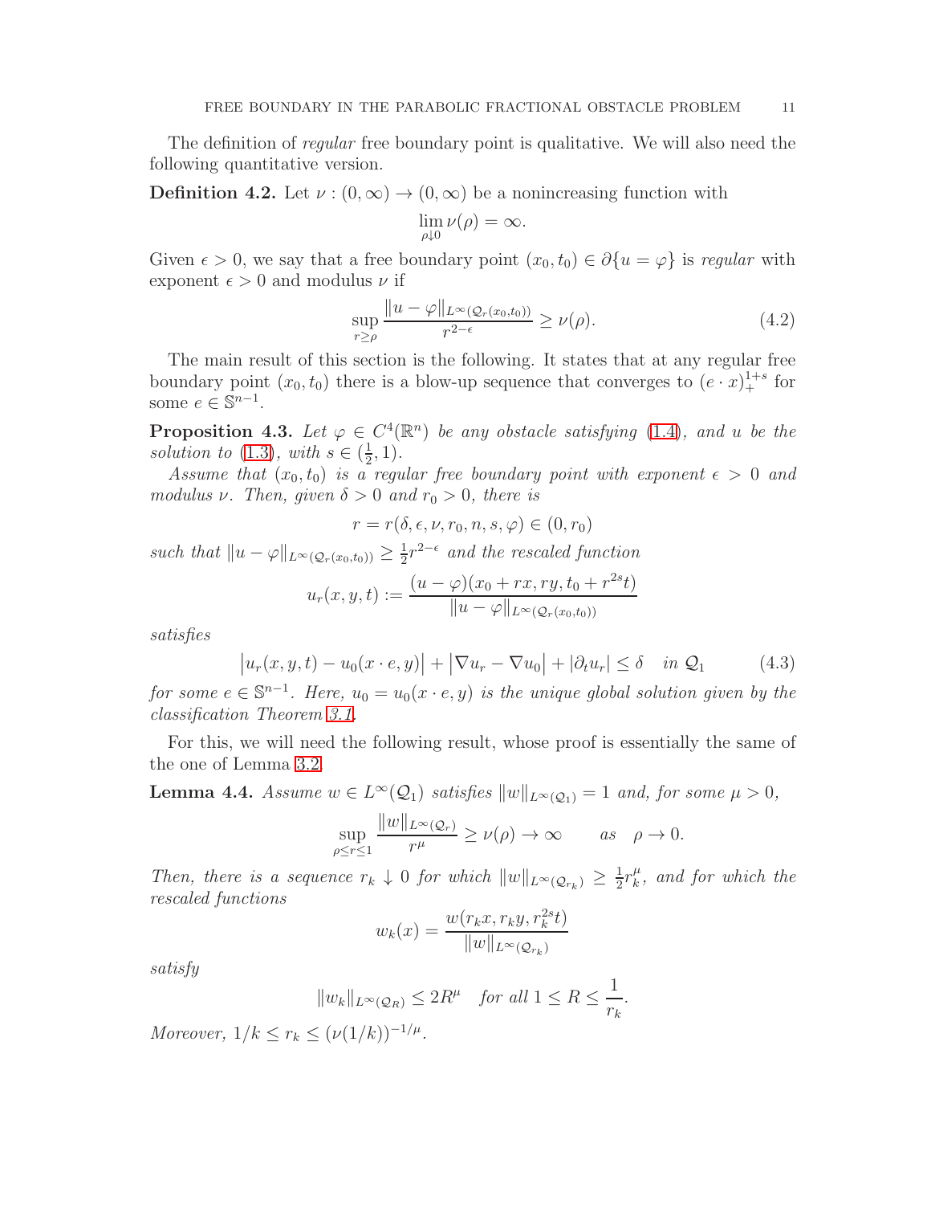The definition of *regular* free boundary point is qualitative. We will also need the following quantitative version.

**Definition 4.2.** Let $\nu : (0,\infty) \to (0,\infty)$ be a nonincreasing function with

$$\lim_{\rho \downarrow 0} \nu(\rho) = \infty.$$

Given $\epsilon > 0$, we say that a free boundary point $(x_0, t_0) \in \partial\{u = \varphi\}$ is *regular* with exponent $\epsilon > 0$ and modulus $\nu$ if

$$\sup_{r \geq \rho} \frac{\|u - \varphi\|_{L^\infty(\mathcal{Q}_r(x_0,t_0))}}{r^{2-\epsilon}} \geq \nu(\rho). \tag{4.2}$$

The main result of this section is the following. It states that at any regular free boundary point $(x_0, t_0)$ there is a blow-up sequence that converges to $(e \cdot x)_+^{1+s}$ for some $e \in \mathbb{S}^{n-1}$.

**Proposition 4.3.** *Let $\varphi \in C^4(\mathbb{R}^n)$ be any obstacle satisfying (1.4), and $u$ be the solution to (1.3), with $s \in (\frac{1}{2}, 1)$.*

*Assume that $(x_0, t_0)$ is a regular free boundary point with exponent $\epsilon > 0$ and modulus $\nu$. Then, given $\delta > 0$ and $r_0 > 0$, there is*

$$r = r(\delta, \epsilon, \nu, r_0, n, s, \varphi) \in (0, r_0)$$

*such that $\|u - \varphi\|_{L^\infty(\mathcal{Q}_r(x_0,t_0))} \geq \frac{1}{2} r^{2-\epsilon}$ and the rescaled function*

$$u_r(x, y, t) := \frac{(u - \varphi)(x_0 + rx, ry, t_0 + r^{2s}t)}{\|u - \varphi\|_{L^\infty(\mathcal{Q}_r(x_0,t_0))}}$$

*satisfies*

$$\big|u_r(x, y, t) - u_0(x \cdot e, y)\big| + \big|\nabla u_r - \nabla u_0\big| + |\partial_t u_r| \leq \delta \quad \text{in } \mathcal{Q}_1 \tag{4.3}$$

*for some $e \in \mathbb{S}^{n-1}$. Here, $u_0 = u_0(x \cdot e, y)$ is the unique global solution given by the classification Theorem 3.1.*

For this, we will need the following result, whose proof is essentially the same of the one of Lemma 3.2.

**Lemma 4.4.** *Assume $w \in L^\infty(\mathcal{Q}_1)$ satisfies $\|w\|_{L^\infty(\mathcal{Q}_1)} = 1$ and, for some $\mu > 0$,*

$$\sup_{\rho \leq r \leq 1} \frac{\|w\|_{L^\infty(\mathcal{Q}_r)}}{r^\mu} \geq \nu(\rho) \to \infty \qquad \text{as} \quad \rho \to 0.$$

*Then, there is a sequence $r_k \downarrow 0$ for which $\|w\|_{L^\infty(\mathcal{Q}_{r_k})} \geq \frac{1}{2} r_k^\mu$, and for which the rescaled functions*

$$w_k(x) = \frac{w(r_k x, r_k y, r_k^{2s} t)}{\|w\|_{L^\infty(\mathcal{Q}_{r_k})}}$$

*satisfy*

$$\|w_k\|_{L^\infty(\mathcal{Q}_R)} \leq 2R^\mu \quad \text{for all } 1 \leq R \leq \frac{1}{r_k}.$$

*Moreover, $1/k \leq r_k \leq (\nu(1/k))^{-1/\mu}$.*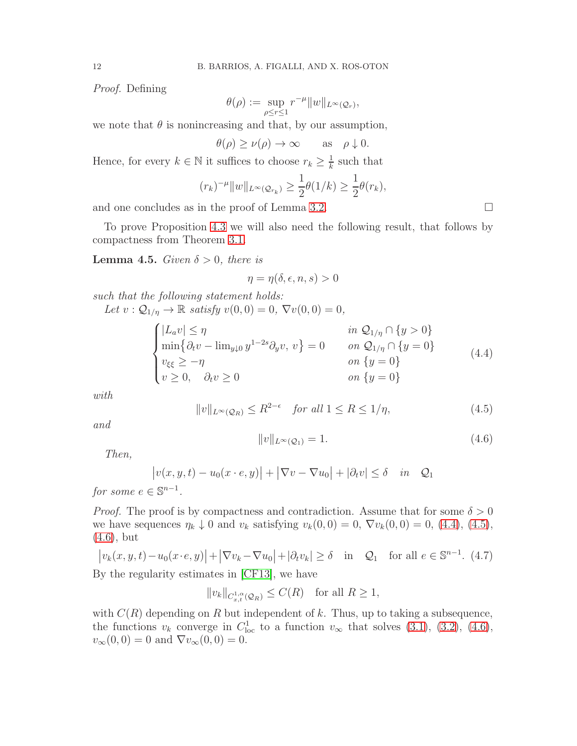*Proof.* Defining

$$\theta(\rho) := \sup_{\rho \le r \le 1} r^{-\mu} \|w\|_{L^\infty(\mathcal{Q}_r)},$$

we note that $\theta$ is nonincreasing and that, by our assumption,

$$\theta(\rho) \ge \nu(\rho) \to \infty \qquad \text{as} \quad \rho \downarrow 0.$$

Hence, for every $k \in \mathbb{N}$ it suffices to choose $r_k \ge \frac{1}{k}$ such that

$$(r_k)^{-\mu} \|w\|_{L^\infty(\mathcal{Q}_{r_k})} \ge \frac{1}{2}\theta(1/k) \ge \frac{1}{2}\theta(r_k),$$

and one concludes as in the proof of Lemma 3.2. □

To prove Proposition 4.3 we will also need the following result, that follows by compactness from Theorem 3.1.

**Lemma 4.5.** *Given $\delta > 0$, there is*

$$\eta = \eta(\delta, \epsilon, n, s) > 0$$

*such that the following statement holds:*

*Let $v : \mathcal{Q}_{1/\eta} \to \mathbb{R}$ satisfy $v(0,0) = 0$, $\nabla v(0,0) = 0$,*

$$\begin{cases} |L_a v| \le \eta & \text{in } \mathcal{Q}_{1/\eta} \cap \{y > 0\} \\ \min\{\partial_t v - \lim_{y \downarrow 0} y^{1-2s} \partial_y v,\, v\} = 0 & \text{on } \mathcal{Q}_{1/\eta} \cap \{y = 0\} \\ v_{\xi\xi} \ge -\eta & \text{on } \{y = 0\} \\ v \ge 0, \quad \partial_t v \ge 0 & \text{on } \{y = 0\} \end{cases} \tag{4.4}$$

*with*

$$\|v\|_{L^\infty(\mathcal{Q}_R)} \le R^{2-\epsilon} \quad \text{for all } 1 \le R \le 1/\eta, \tag{4.5}$$

*and*

$$\|v\|_{L^\infty(\mathcal{Q}_1)} = 1. \tag{4.6}$$

*Then,*

$$\big|v(x,y,t) - u_0(x\cdot e, y)\big| + \big|\nabla v - \nabla u_0\big| + |\partial_t v| \le \delta \quad \text{in} \quad \mathcal{Q}_1$$

*for some $e \in \mathbb{S}^{n-1}$.*

*Proof.* The proof is by compactness and contradiction. Assume that for some $\delta > 0$ we have sequences $\eta_k \downarrow 0$ and $v_k$ satisfying $v_k(0,0) = 0$, $\nabla v_k(0,0) = 0$, (4.4), (4.5), (4.6), but

$$\big|v_k(x,y,t) - u_0(x\cdot e, y)\big| + \big|\nabla v_k - \nabla u_0\big| + |\partial_t v_k| \ge \delta \quad \text{in} \quad \mathcal{Q}_1 \quad \text{for all } e \in \mathbb{S}^{n-1}. \tag{4.7}$$

By the regularity estimates in [CF13], we have

$$\|v_k\|_{C^{1,\alpha}_{x,t}(\mathcal{Q}_R)} \le C(R) \quad \text{for all } R \ge 1,$$

with $C(R)$ depending on $R$ but independent of $k$. Thus, up to taking a subsequence, the functions $v_k$ converge in $C^1_{\rm loc}$ to a function $v_\infty$ that solves (3.1), (3.2), (4.6), $v_\infty(0,0) = 0$ and $\nabla v_\infty(0,0) = 0$.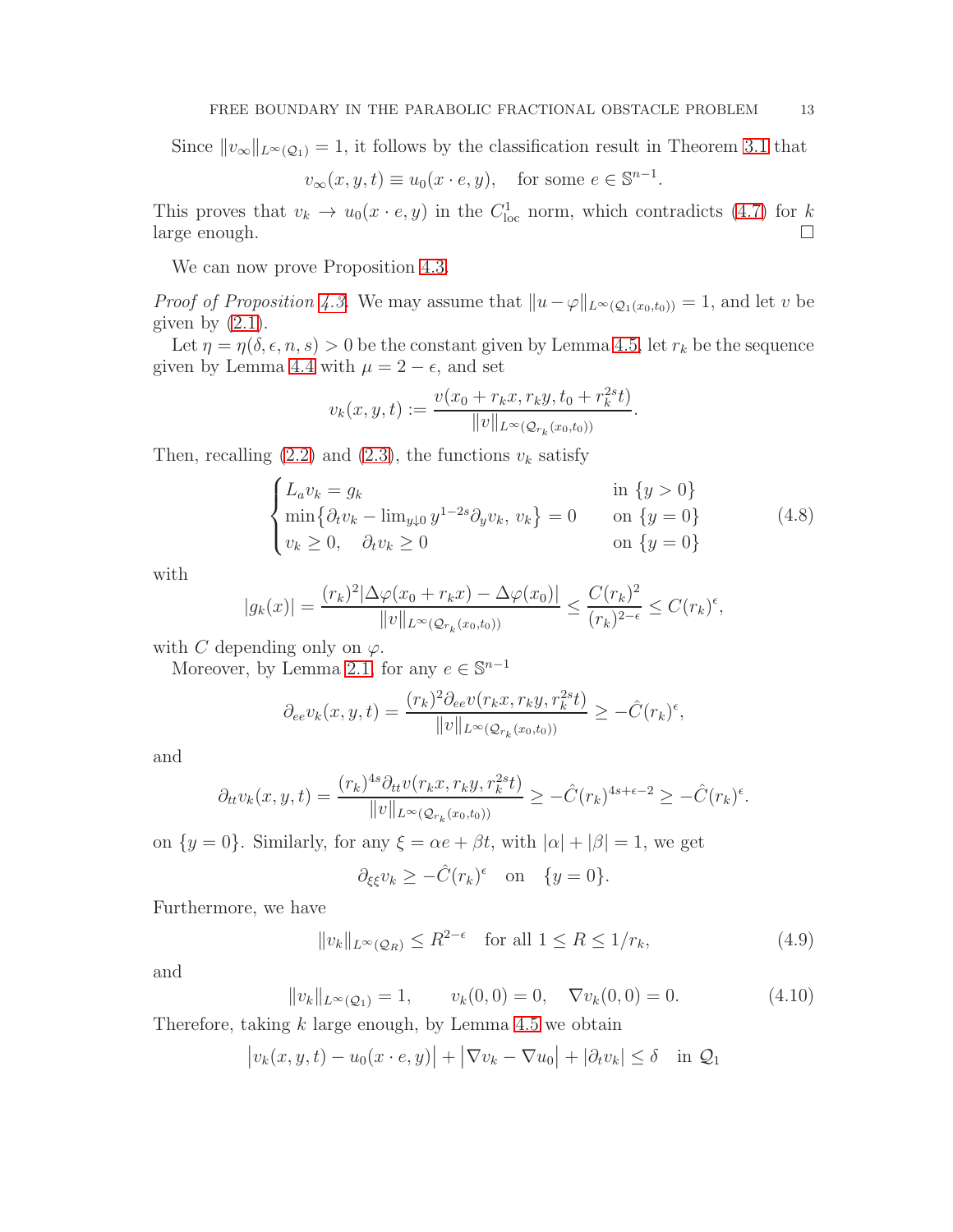Since $\|v_\infty\|_{L^\infty(\mathcal{Q}_1)} = 1$, it follows by the classification result in Theorem 3.1 that

$$v_\infty(x, y, t) \equiv u_0(x \cdot e, y), \quad \text{for some } e \in \mathbb{S}^{n-1}.$$

This proves that $v_k \to u_0(x \cdot e, y)$ in the $C^1_{\text{loc}}$ norm, which contradicts (4.7) for $k$ large enough. □

We can now prove Proposition 4.3.

*Proof of Proposition 4.3.* We may assume that $\|u - \varphi\|_{L^\infty(\mathcal{Q}_1(x_0,t_0))} = 1$, and let $v$ be given by (2.1).

Let $\eta = \eta(\delta, \epsilon, n, s) > 0$ be the constant given by Lemma 4.5, let $r_k$ be the sequence given by Lemma 4.4 with $\mu = 2 - \epsilon$, and set

$$v_k(x, y, t) := \frac{v(x_0 + r_k x, r_k y, t_0 + r_k^{2s} t)}{\|v\|_{L^\infty(\mathcal{Q}_{r_k}(x_0,t_0))}}.$$

Then, recalling (2.2) and (2.3), the functions $v_k$ satisfy

$$\begin{cases} L_a v_k = g_k & \text{in } \{y > 0\} \\ \min\{\partial_t v_k - \lim_{y \downarrow 0} y^{1-2s}\partial_y v_k,\, v_k\} = 0 & \text{on } \{y = 0\} \\ v_k \geq 0, \quad \partial_t v_k \geq 0 & \text{on } \{y = 0\} \end{cases} \tag{4.8}$$

with

$$|g_k(x)| = \frac{(r_k)^2 |\Delta\varphi(x_0 + r_k x) - \Delta\varphi(x_0)|}{\|v\|_{L^\infty(\mathcal{Q}_{r_k}(x_0,t_0))}} \leq \frac{C(r_k)^2}{(r_k)^{2-\epsilon}} \leq C(r_k)^\epsilon,$$

with $C$ depending only on $\varphi$.

Moreover, by Lemma 2.1, for any $e \in \mathbb{S}^{n-1}$

$$\partial_{ee} v_k(x, y, t) = \frac{(r_k)^2 \partial_{ee} v(r_k x, r_k y, r_k^{2s} t)}{\|v\|_{L^\infty(\mathcal{Q}_{r_k}(x_0,t_0))}} \geq -\hat{C}(r_k)^\epsilon,$$

and

$$\partial_{tt} v_k(x, y, t) = \frac{(r_k)^{4s} \partial_{tt} v(r_k x, r_k y, r_k^{2s} t)}{\|v\|_{L^\infty(\mathcal{Q}_{r_k}(x_0,t_0))}} \geq -\hat{C}(r_k)^{4s+\epsilon-2} \geq -\hat{C}(r_k)^\epsilon.$$

on $\{y = 0\}$. Similarly, for any $\xi = \alpha e + \beta t$, with $|\alpha| + |\beta| = 1$, we get

$$\partial_{\xi\xi} v_k \geq -\hat{C}(r_k)^\epsilon \quad \text{on} \quad \{y = 0\}.$$

Furthermore, we have

$$\|v_k\|_{L^\infty(\mathcal{Q}_R)} \leq R^{2-\epsilon} \quad \text{for all } 1 \leq R \leq 1/r_k, \tag{4.9}$$

and

$$\|v_k\|_{L^\infty(\mathcal{Q}_1)} = 1, \qquad v_k(0, 0) = 0, \quad \nabla v_k(0, 0) = 0. \tag{4.10}$$

Therefore, taking $k$ large enough, by Lemma 4.5 we obtain

$$\big|v_k(x, y, t) - u_0(x \cdot e, y)\big| + \big|\nabla v_k - \nabla u_0\big| + |\partial_t v_k| \leq \delta \quad \text{in } \mathcal{Q}_1$$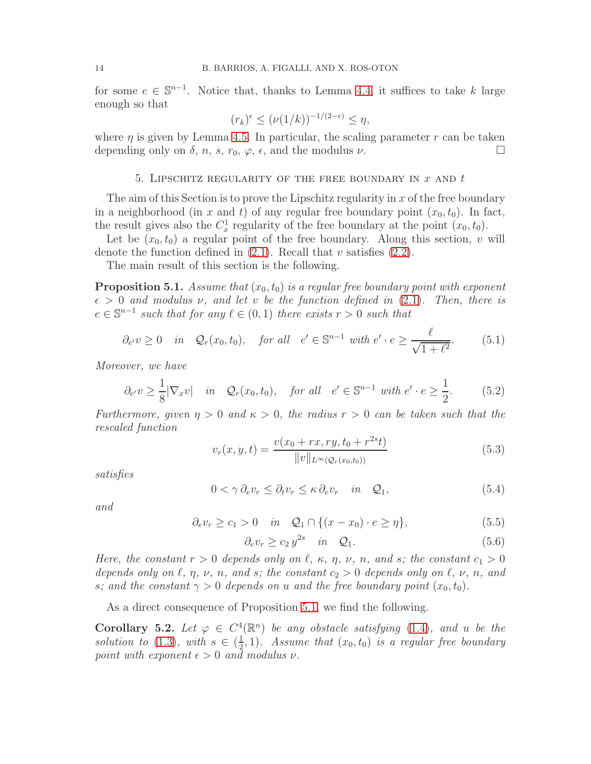for some $e \in \mathbb{S}^{n-1}$. Notice that, thanks to Lemma 4.4, it suffices to take $k$ large enough so that

$$(r_k)^\epsilon \le (\nu(1/k))^{-1/(2-\epsilon)} \le \eta,$$

where $\eta$ is given by Lemma 4.5. In particular, the scaling parameter $r$ can be taken depending only on $\delta$, $n$, $s$, $r_0$, $\varphi$, $\epsilon$, and the modulus $\nu$. $\square$

## 5. Lipschitz regularity of the free boundary in $x$ and $t$

The aim of this Section is to prove the Lipschitz regularity in $x$ of the free boundary in a neighborhood (in $x$ and $t$) of any regular free boundary point $(x_0, t_0)$. In fact, the result gives also the $C^1_x$ regularity of the free boundary at the point $(x_0, t_0)$.

Let be $(x_0, t_0)$ a regular point of the free boundary. Along this section, $v$ will denote the function defined in (2.1). Recall that $v$ satisfies (2.2).

The main result of this section is the following.

**Proposition 5.1.** *Assume that $(x_0, t_0)$ is a regular free boundary point with exponent $\epsilon > 0$ and modulus $\nu$, and let $v$ be the function defined in (2.1). Then, there is $e \in \mathbb{S}^{n-1}$ such that for any $\ell \in (0,1)$ there exists $r > 0$ such that*

$$\partial_{e'} v \ge 0 \quad \text{in} \quad \mathcal{Q}_r(x_0, t_0), \quad \text{for all} \quad e' \in \mathbb{S}^{n-1} \text{ with } e' \cdot e \ge \frac{\ell}{\sqrt{1+\ell^2}}. \tag{5.1}$$

*Moreover, we have*

$$\partial_{e'} v \ge \frac{1}{8} |\nabla_x v| \quad \text{in} \quad \mathcal{Q}_r(x_0, t_0), \quad \text{for all} \quad e' \in \mathbb{S}^{n-1} \text{ with } e' \cdot e \ge \frac{1}{2}. \tag{5.2}$$

*Furthermore, given $\eta > 0$ and $\kappa > 0$, the radius $r > 0$ can be taken such that the rescaled function*

$$v_r(x, y, t) = \frac{v(x_0 + rx, ry, t_0 + r^{2s} t)}{\|v\|_{L^\infty(\mathcal{Q}_r(x_0, t_0))}} \tag{5.3}$$

*satisfies*

$$0 < \gamma\, \partial_e v_r \le \partial_t v_r \le \kappa\, \partial_e v_r \quad \text{in} \quad \mathcal{Q}_1, \tag{5.4}$$

*and*

$$\partial_e v_r \ge c_1 > 0 \quad \text{in} \quad \mathcal{Q}_1 \cap \{(x - x_0) \cdot e \ge \eta\}, \tag{5.5}$$

$$\partial_e v_r \ge c_2\, y^{2s} \quad \text{in} \quad \mathcal{Q}_1. \tag{5.6}$$

*Here, the constant $r > 0$ depends only on $\ell$, $\kappa$, $\eta$, $\nu$, $n$, and $s$; the constant $c_1 > 0$ depends only on $\ell$, $\eta$, $\nu$, $n$, and $s$; the constant $c_2 > 0$ depends only on $\ell$, $\nu$, $n$, and $s$; and the constant $\gamma > 0$ depends on $u$ and the free boundary point $(x_0, t_0)$.*

As a direct consequence of Proposition 5.1, we find the following.

**Corollary 5.2.** *Let $\varphi \in C^4(\mathbb{R}^n)$ be any obstacle satisfying (1.4), and $u$ be the solution to (1.3), with $s \in (\frac{1}{2}, 1)$. Assume that $(x_0, t_0)$ is a regular free boundary point with exponent $\epsilon > 0$ and modulus $\nu$.*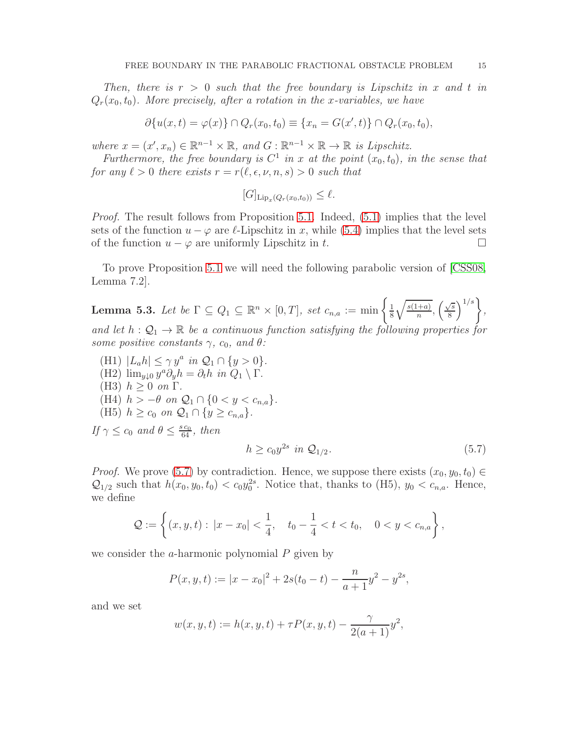*Then, there is $r > 0$ such that the free boundary is Lipschitz in $x$ and $t$ in $Q_r(x_0, t_0)$. More precisely, after a rotation in the $x$-variables, we have*

$$\partial\{u(x,t) = \varphi(x)\} \cap Q_r(x_0, t_0) \equiv \{x_n = G(x', t)\} \cap Q_r(x_0, t_0),$$

*where $x = (x', x_n) \in \mathbb{R}^{n-1} \times \mathbb{R}$, and $G : \mathbb{R}^{n-1} \times \mathbb{R} \to \mathbb{R}$ is Lipschitz.*

*Furthermore, the free boundary is $C^1$ in $x$ at the point $(x_0, t_0)$, in the sense that for any $\ell > 0$ there exists $r = r(\ell, \epsilon, \nu, n, s) > 0$ such that*

$$[G]_{\mathrm{Lip}_x(Q_r(x_0,t_0))} \leq \ell.$$

*Proof.* The result follows from Proposition 5.1. Indeed, (5.1) implies that the level sets of the function $u - \varphi$ are $\ell$-Lipschitz in $x$, while (5.4) implies that the level sets of the function $u - \varphi$ are uniformly Lipschitz in $t$. $\square$

To prove Proposition 5.1 we will need the following parabolic version of [CSS08, Lemma 7.2].

**Lemma 5.3.** *Let be $\Gamma \subseteq Q_1 \subseteq \mathbb{R}^n \times [0, T]$, set $c_{n,a} := \min\left\{\frac{1}{8}\sqrt{\frac{s(1+a)}{n}}, \left(\frac{\sqrt{s}}{8}\right)^{1/s}\right\}$, and let $h : \mathcal{Q}_1 \to \mathbb{R}$ be a continuous function satisfying the following properties for some positive constants $\gamma$, $c_0$, and $\theta$:*

- (H1) $|L_a h| \leq \gamma\, y^a$ *in* $\mathcal{Q}_1 \cap \{y > 0\}$.
- (H2) $\lim_{y \downarrow 0} y^a \partial_y h = \partial_t h$ *in* $Q_1 \setminus \Gamma$.
- (H3) $h \geq 0$ *on* $\Gamma$.
- (H4) $h > -\theta$ *on* $\mathcal{Q}_1 \cap \{0 < y < c_{n,a}\}$.
- (H5) $h \geq c_0$ *on* $\mathcal{Q}_1 \cap \{y \geq c_{n,a}\}$.

*If $\gamma \leq c_0$ and $\theta \leq \frac{s\,c_0}{64}$, then*

$$h \geq c_0 y^{2s} \ \text{ in } \mathcal{Q}_{1/2}. \tag{5.7}$$

*Proof.* We prove (5.7) by contradiction. Hence, we suppose there exists $(x_0, y_0, t_0) \in \mathcal{Q}_{1/2}$ such that $h(x_0, y_0, t_0) < c_0 y_0^{2s}$. Notice that, thanks to (H5), $y_0 < c_{n,a}$. Hence, we define

$$\mathcal{Q} := \left\{(x, y, t) : \, |x - x_0| < \frac{1}{4}, \quad t_0 - \frac{1}{4} < t < t_0, \quad 0 < y < c_{n,a}\right\},$$

we consider the $a$-harmonic polynomial $P$ given by

$$P(x, y, t) := |x - x_0|^2 + 2s(t_0 - t) - \frac{n}{a+1}y^2 - y^{2s},$$

and we set

$$w(x, y, t) := h(x, y, t) + \tau P(x, y, t) - \frac{\gamma}{2(a+1)}y^2,$$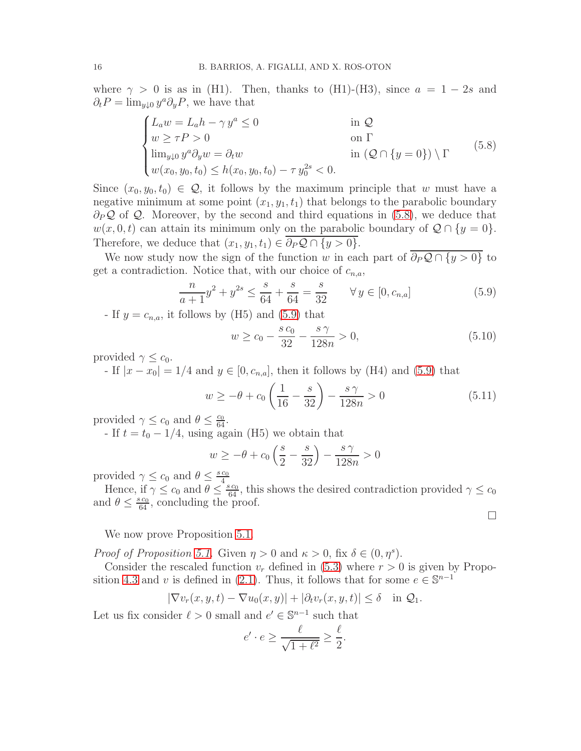where $\gamma > 0$ is as in (H1). Then, thanks to (H1)-(H3), since $a = 1 - 2s$ and $\partial_t P = \lim_{y \downarrow 0} y^a \partial_y P$, we have that

$$
\begin{cases}
L_a w = L_a h - \gamma\, y^a \le 0 & \text{in } \mathcal{Q} \\
w \ge \tau P > 0 & \text{on } \Gamma \\
\lim_{y\downarrow 0} y^a \partial_y w = \partial_t w & \text{in } (\mathcal{Q} \cap \{y = 0\}) \setminus \Gamma \\
w(x_0, y_0, t_0) \le h(x_0, y_0, t_0) - \tau\, y_0^{2s} < 0.
\end{cases}
\tag{5.8}
$$

Since $(x_0, y_0, t_0) \in \mathcal{Q}$, it follows by the maximum principle that $w$ must have a negative minimum at some point $(x_1, y_1, t_1)$ that belongs to the parabolic boundary $\partial_P \mathcal{Q}$ of $\mathcal{Q}$. Moreover, by the second and third equations in (5.8), we deduce that $w(x, 0, t)$ can attain its minimum only on the parabolic boundary of $\mathcal{Q} \cap \{y = 0\}$. Therefore, we deduce that $(x_1, y_1, t_1) \in \overline{\partial_P \mathcal{Q} \cap \{y > 0\}}$.

We now study now the sign of the function $w$ in each part of $\overline{\partial_P \mathcal{Q} \cap \{y > 0\}}$ to get a contradiction. Notice that, with our choice of $c_{n,a}$,

$$
\frac{n}{a+1} y^2 + y^{2s} \le \frac{s}{64} + \frac{s}{64} = \frac{s}{32} \qquad \forall\, y \in [0, c_{n,a}]
\tag{5.9}
$$

- If $y = c_{n,a}$, it follows by (H5) and (5.9) that

$$
w \ge c_0 - \frac{s\, c_0}{32} - \frac{s\, \gamma}{128 n} > 0,
\tag{5.10}
$$

provided $\gamma \le c_0$.

- If $|x - x_0| = 1/4$ and $y \in [0, c_{n,a}]$, then it follows by (H4) and (5.9) that

$$
w \ge -\theta + c_0 \left( \frac{1}{16} - \frac{s}{32} \right) - \frac{s\, \gamma}{128 n} > 0
\tag{5.11}
$$

provided $\gamma \le c_0$ and $\theta \le \frac{c_0}{64}$.

- If $t = t_0 - 1/4$, using again (H5) we obtain that

$$
w \ge -\theta + c_0 \left( \frac{s}{2} - \frac{s}{32} \right) - \frac{s\, \gamma}{128 n} > 0
$$

provided $\gamma \le c_0$ and $\theta \le \frac{s\, c_0}{4}$

Hence, if $\gamma \le c_0$ and $\theta \le \frac{s\, c_0}{64}$, this shows the desired contradiction provided $\gamma \le c_0$ and $\theta \le \frac{s\, c_0}{64}$, concluding the proof.

□

We now prove Proposition 5.1.

*Proof of Proposition 5.1.* Given $\eta > 0$ and $\kappa > 0$, fix $\delta \in (0, \eta^s)$.

Consider the rescaled function $v_r$ defined in (5.3) where $r > 0$ is given by Proposition 4.3 and $v$ is defined in (2.1). Thus, it follows that for some $e \in \mathbb{S}^{n-1}$

$$
|\nabla v_r(x, y, t) - \nabla u_0(x, y)| + |\partial_t v_r(x, y, t)| \le \delta \quad \text{in } \mathcal{Q}_1.
$$

Let us fix consider $\ell > 0$ small and $e' \in \mathbb{S}^{n-1}$ such that

$$
e' \cdot e \ge \frac{\ell}{\sqrt{1 + \ell^2}} \ge \frac{\ell}{2}.
$$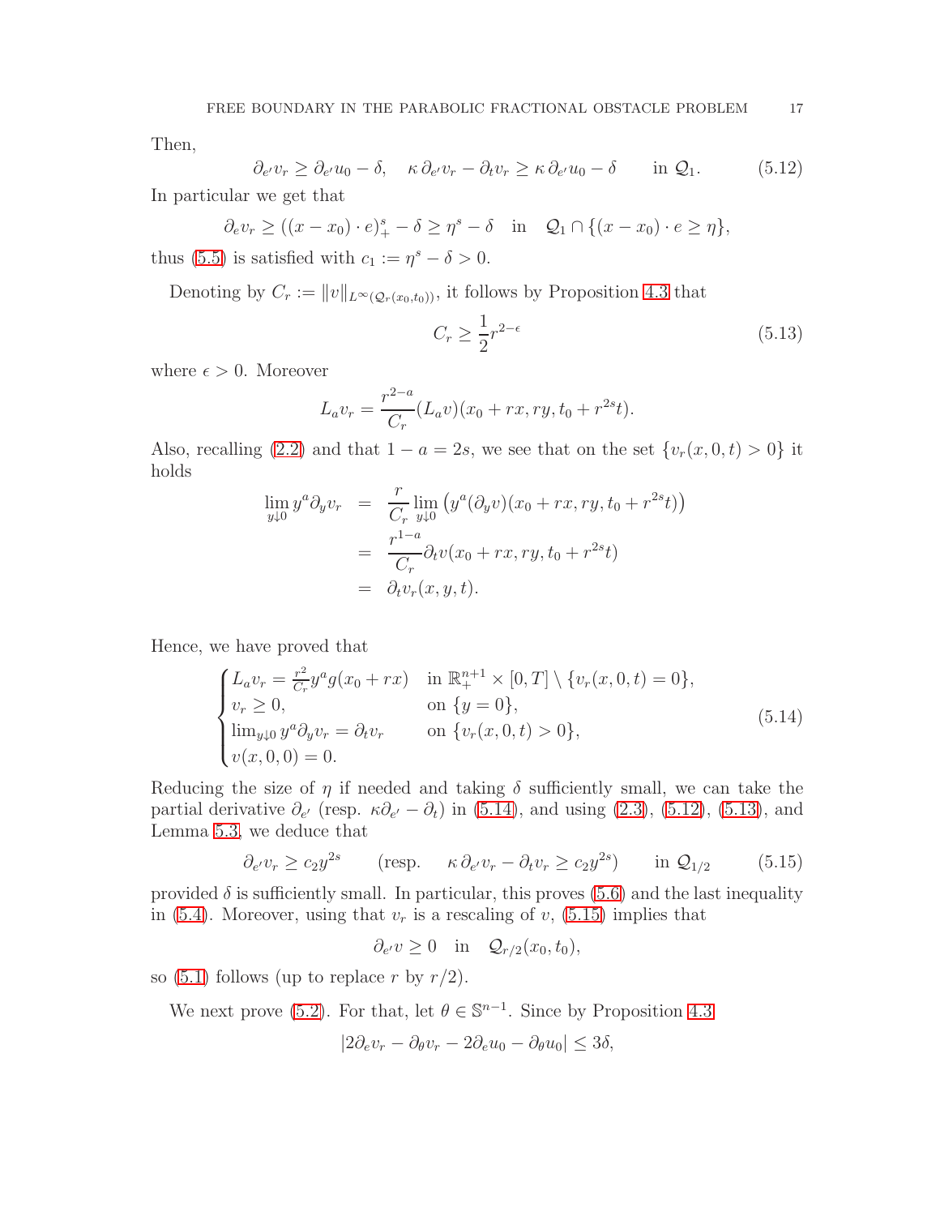Then,

$$\partial_{e'} v_r \geq \partial_{e'} u_0 - \delta, \quad \kappa\, \partial_{e'} v_r - \partial_t v_r \geq \kappa\, \partial_{e'} u_0 - \delta \qquad \text{in } \mathcal{Q}_1. \tag{5.12}$$

In particular we get that

$$\partial_e v_r \geq ((x-x_0)\cdot e)_+^s - \delta \geq \eta^s - \delta \quad \text{in} \quad \mathcal{Q}_1 \cap \{(x-x_0)\cdot e \geq \eta\},$$

thus (5.5) is satisfied with $c_1 := \eta^s - \delta > 0$.

Denoting by $C_r := \|v\|_{L^\infty(\mathcal{Q}_r(x_0,t_0))}$, it follows by Proposition 4.3 that

$$C_r \geq \frac{1}{2} r^{2-\epsilon} \tag{5.13}$$

where $\epsilon > 0$. Moreover

$$L_a v_r = \frac{r^{2-a}}{C_r}(L_a v)(x_0 + rx, ry, t_0 + r^{2s}t).$$

Also, recalling (2.2) and that $1-a = 2s$, we see that on the set $\{v_r(x,0,t) > 0\}$ it holds

$$\begin{aligned}
\lim_{y\downarrow 0} y^a \partial_y v_r &= \frac{r}{C_r} \lim_{y\downarrow 0} \left( y^a (\partial_y v)(x_0 + rx, ry, t_0 + r^{2s}t)\right) \\
&= \frac{r^{1-a}}{C_r} \partial_t v(x_0 + rx, ry, t_0 + r^{2s}t) \\
&= \partial_t v_r(x,y,t).
\end{aligned}$$

Hence, we have proved that

$$\begin{cases}
L_a v_r = \frac{r^2}{C_r} y^a g(x_0 + rx) & \text{in } \mathbb{R}^{n+1}_+ \times [0,T] \setminus \{v_r(x,0,t) = 0\}, \\
v_r \geq 0, & \text{on } \{y = 0\}, \\
\lim_{y\downarrow 0} y^a \partial_y v_r = \partial_t v_r & \text{on } \{v_r(x,0,t) > 0\}, \\
v(x,0,0) = 0.
\end{cases} \tag{5.14}$$

Reducing the size of $\eta$ if needed and taking $\delta$ sufficiently small, we can take the partial derivative $\partial_{e'}$ (resp. $\kappa\partial_{e'} - \partial_t$) in (5.14), and using (2.3), (5.12), (5.13), and Lemma 5.3, we deduce that

$$\partial_{e'} v_r \geq c_2 y^{2s} \qquad (\text{resp.} \quad \kappa\, \partial_{e'} v_r - \partial_t v_r \geq c_2 y^{2s}) \qquad \text{in } \mathcal{Q}_{1/2} \tag{5.15}$$

provided $\delta$ is sufficiently small. In particular, this proves (5.6) and the last inequality in (5.4). Moreover, using that $v_r$ is a rescaling of $v$, (5.15) implies that

$$\partial_{e'} v \geq 0 \quad \text{in} \quad \mathcal{Q}_{r/2}(x_0,t_0),$$

so (5.1) follows (up to replace $r$ by $r/2$).

We next prove (5.2). For that, let $\theta \in \mathbb{S}^{n-1}$. Since by Proposition 4.3

$$|2\partial_e v_r - \partial_\theta v_r - 2\partial_e u_0 - \partial_\theta u_0| \leq 3\delta,$$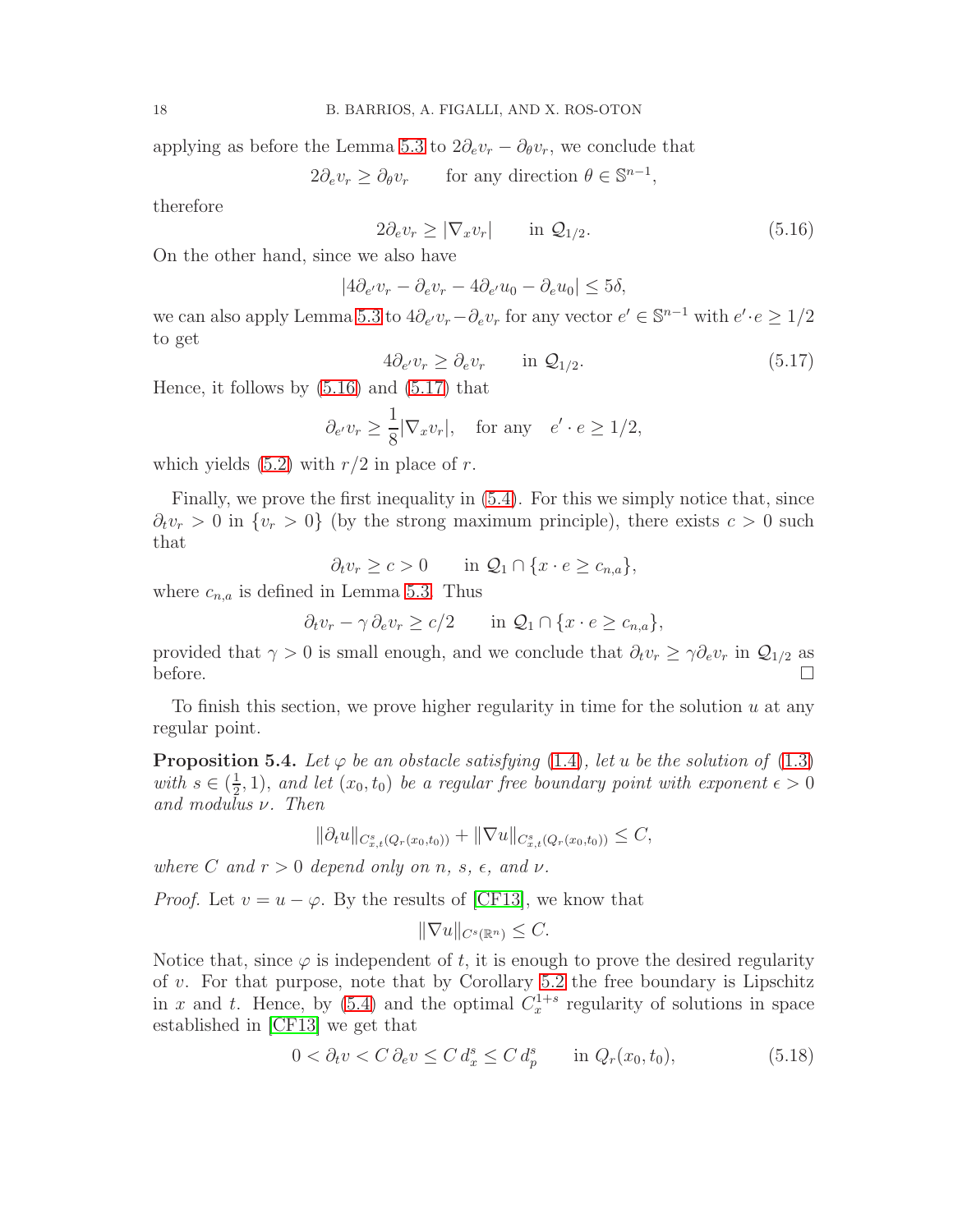applying as before the Lemma 5.3 to $2\partial_e v_r - \partial_\theta v_r$, we conclude that

$$2\partial_e v_r \geq \partial_\theta v_r \qquad \text{for any direction } \theta \in \mathbb{S}^{n-1},$$

therefore

$$2\partial_e v_r \geq |\nabla_x v_r| \qquad \text{in } \mathcal{Q}_{1/2}. \tag{5.16}$$

On the other hand, since we also have

$$|4\partial_{e'} v_r - \partial_e v_r - 4\partial_{e'} u_0 - \partial_e u_0| \leq 5\delta,$$

we can also apply Lemma 5.3 to $4\partial_{e'} v_r - \partial_e v_r$ for any vector $e' \in \mathbb{S}^{n-1}$ with $e' \cdot e \geq 1/2$ to get

$$4\partial_{e'} v_r \geq \partial_e v_r \qquad \text{in } \mathcal{Q}_{1/2}. \tag{5.17}$$

Hence, it follows by (5.16) and (5.17) that

$$\partial_{e'} v_r \geq \frac{1}{8}|\nabla_x v_r|, \quad \text{for any} \quad e' \cdot e \geq 1/2,$$

which yields (5.2) with $r/2$ in place of $r$.

Finally, we prove the first inequality in (5.4). For this we simply notice that, since $\partial_t v_r > 0$ in $\{v_r > 0\}$ (by the strong maximum principle), there exists $c > 0$ such that

$$\partial_t v_r \geq c > 0 \qquad \text{in } \mathcal{Q}_1 \cap \{x \cdot e \geq c_{n,a}\},$$

where $c_{n,a}$ is defined in Lemma 5.3. Thus

$$\partial_t v_r - \gamma\, \partial_e v_r \geq c/2 \qquad \text{in } \mathcal{Q}_1 \cap \{x \cdot e \geq c_{n,a}\},$$

provided that $\gamma > 0$ is small enough, and we conclude that $\partial_t v_r \geq \gamma \partial_e v_r$ in $\mathcal{Q}_{1/2}$ as before. $\square$

To finish this section, we prove higher regularity in time for the solution $u$ at any regular point.

**Proposition 5.4.** *Let $\varphi$ be an obstacle satisfying (1.4), let $u$ be the solution of (1.3) with $s \in (\frac{1}{2}, 1)$, and let $(x_0, t_0)$ be a regular free boundary point with exponent $\epsilon > 0$ and modulus $\nu$. Then*

$$\|\partial_t u\|_{C^s_{x,t}(Q_r(x_0,t_0))} + \|\nabla u\|_{C^s_{x,t}(Q_r(x_0,t_0))} \leq C,$$

*where $C$ and $r > 0$ depend only on $n$, $s$, $\epsilon$, and $\nu$.*

*Proof.* Let $v = u - \varphi$. By the results of [CF13], we know that

$$\|\nabla u\|_{C^s(\mathbb{R}^n)} \leq C.$$

Notice that, since $\varphi$ is independent of $t$, it is enough to prove the desired regularity of $v$. For that purpose, note that by Corollary 5.2 the free boundary is Lipschitz in $x$ and $t$. Hence, by (5.4) and the optimal $C^{1+s}_x$ regularity of solutions in space established in [CF13] we get that

$$0 < \partial_t v < C\, \partial_e v \leq C\, d_x^s \leq C\, d_p^s \qquad \text{in } Q_r(x_0, t_0), \tag{5.18}$$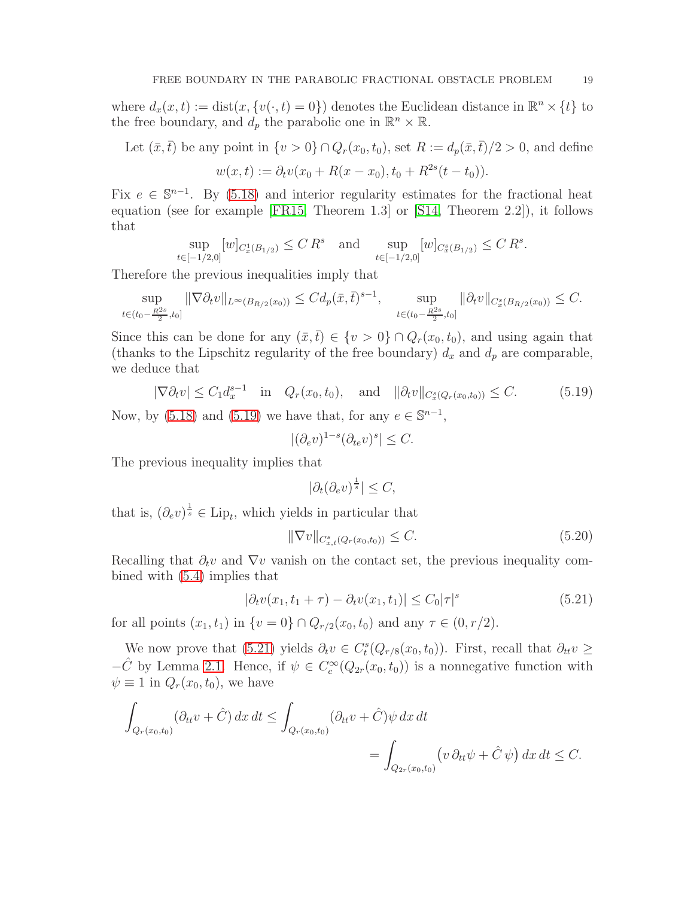where $d_x(x,t) := \mathrm{dist}(x, \{v(\cdot,t) = 0\})$ denotes the Euclidean distance in $\mathbb{R}^n \times \{t\}$ to the free boundary, and $d_p$ the parabolic one in $\mathbb{R}^n \times \mathbb{R}$.

Let $(\bar{x}, \bar{t})$ be any point in $\{v > 0\} \cap Q_r(x_0, t_0)$, set $R := d_p(\bar{x}, \bar{t})/2 > 0$, and define

$$w(x,t) := \partial_t v(x_0 + R(x - x_0), t_0 + R^{2s}(t - t_0)).$$

Fix $e \in \mathbb{S}^{n-1}$. By (5.18) and interior regularity estimates for the fractional heat equation (see for example [FR15, Theorem 1.3] or [S14, Theorem 2.2]), it follows that

$$\sup_{t\in[-1/2,0]} [w]_{C^1_x(B_{1/2})} \le C\, R^s \quad \text{and} \quad \sup_{t\in[-1/2,0]} [w]_{C^s_x(B_{1/2})} \le C\, R^s.$$

Therefore the previous inequalities imply that

$$\sup_{t\in(t_0-\frac{R^{2s}}{2},t_0]} \|\nabla \partial_t v\|_{L^\infty(B_{R/2}(x_0))} \le C d_p(\bar{x},\bar{t})^{s-1}, \qquad \sup_{t\in(t_0-\frac{R^{2s}}{2},t_0]} \|\partial_t v\|_{C^s_x(B_{R/2}(x_0))} \le C.$$

Since this can be done for any $(\bar{x}, \bar{t}) \in \{v > 0\} \cap Q_r(x_0, t_0)$, and using again that (thanks to the Lipschitz regularity of the free boundary) $d_x$ and $d_p$ are comparable, we deduce that

$$|\nabla \partial_t v| \le C_1 d_x^{s-1} \quad \text{in} \quad Q_r(x_0,t_0), \quad \text{and} \quad \|\partial_t v\|_{C^s_x(Q_r(x_0,t_0))} \le C. \tag{5.19}$$

Now, by (5.18) and (5.19) we have that, for any $e \in \mathbb{S}^{n-1}$,

$$|(\partial_e v)^{1-s} (\partial_{te} v)^s| \le C.$$

The previous inequality implies that

$$|\partial_t (\partial_e v)^{\frac{1}{s}}| \le C,$$

that is, $(\partial_e v)^{\frac{1}{s}} \in \mathrm{Lip}_t$, which yields in particular that

$$\|\nabla v\|_{C^s_{x,t}(Q_r(x_0,t_0))} \le C. \tag{5.20}$$

Recalling that $\partial_t v$ and $\nabla v$ vanish on the contact set, the previous inequality combined with (5.4) implies that

$$|\partial_t v(x_1, t_1 + \tau) - \partial_t v(x_1, t_1)| \le C_0 |\tau|^s \tag{5.21}$$

for all points $(x_1, t_1)$ in $\{v = 0\} \cap Q_{r/2}(x_0, t_0)$ and any $\tau \in (0, r/2)$.

We now prove that (5.21) yields $\partial_t v \in C^s_t(Q_{r/8}(x_0, t_0))$. First, recall that $\partial_{tt} v \ge -\hat{C}$ by Lemma 2.1. Hence, if $\psi \in C^\infty_c(Q_{2r}(x_0, t_0))$ is a nonnegative function with $\psi \equiv 1$ in $Q_r(x_0, t_0)$, we have

$$\begin{aligned}
\int_{Q_r(x_0,t_0)} (\partial_{tt} v + \hat{C})\, dx\, dt &\le \int_{Q_r(x_0,t_0)} (\partial_{tt} v + \hat{C})\psi \, dx\, dt \\
&= \int_{Q_{2r}(x_0,t_0)} \big(v\, \partial_{tt}\psi + \hat{C}\, \psi\big)\, dx\, dt \le C.
\end{aligned}$$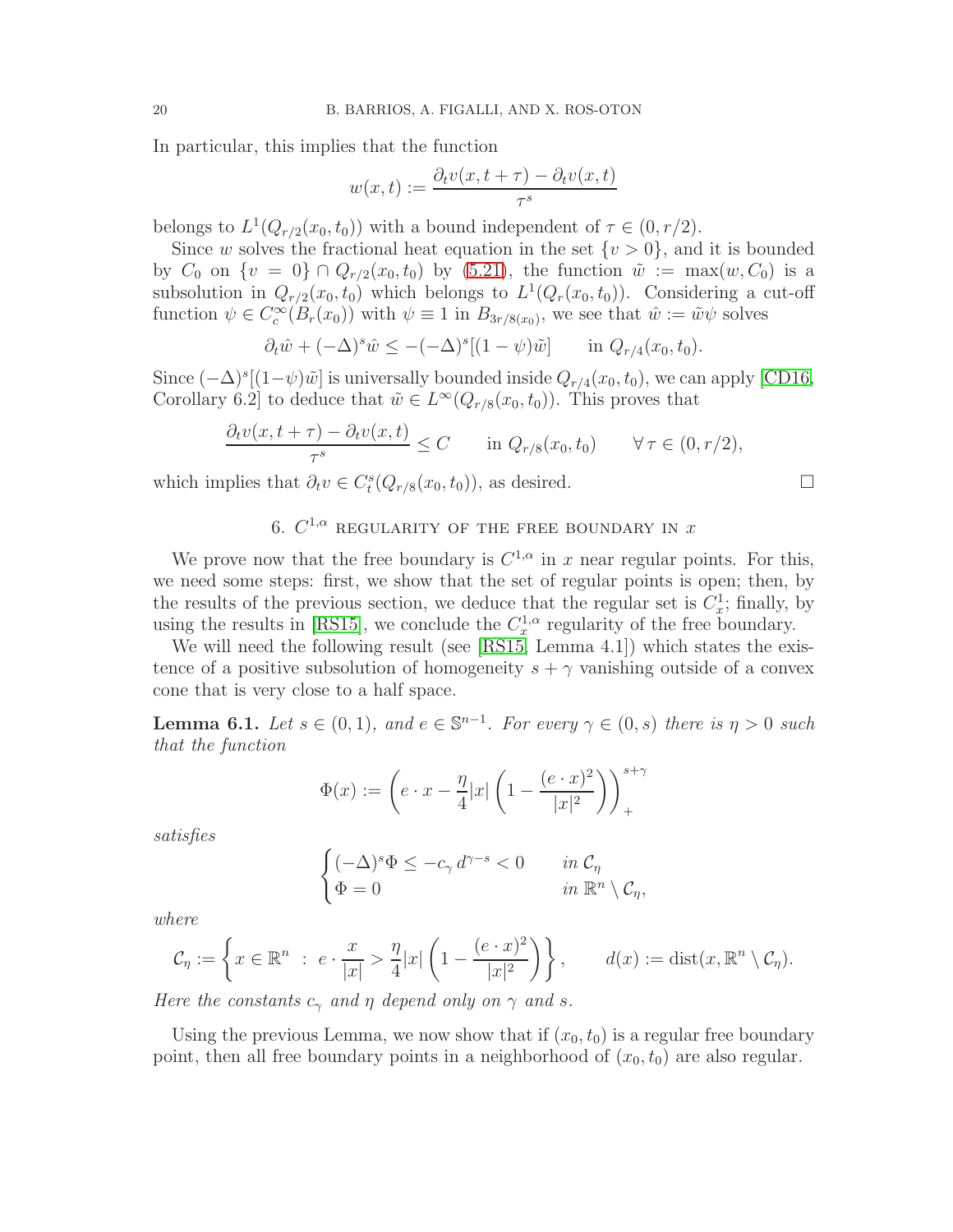In particular, this implies that the function

$$w(x,t) := \frac{\partial_t v(x,t+\tau) - \partial_t v(x,t)}{\tau^s}$$

belongs to $L^1(Q_{r/2}(x_0,t_0))$ with a bound independent of $\tau \in (0, r/2)$.

Since $w$ solves the fractional heat equation in the set $\{v > 0\}$, and it is bounded by $C_0$ on $\{v = 0\} \cap Q_{r/2}(x_0,t_0)$ by (5.21), the function $\tilde{w} := \max(w, C_0)$ is a subsolution in $Q_{r/2}(x_0,t_0)$ which belongs to $L^1(Q_r(x_0,t_0))$. Considering a cut-off function $\psi \in C_c^\infty(B_r(x_0))$ with $\psi \equiv 1$ in $B_{3r/8(x_0)}$, we see that $\hat{w} := \tilde{w}\psi$ solves

$$\partial_t \hat{w} + (-\Delta)^s \hat{w} \le -(-\Delta)^s[(1-\psi)\tilde{w}] \qquad \text{in } Q_{r/4}(x_0,t_0).$$

Since $(-\Delta)^s[(1-\psi)\tilde{w}]$ is universally bounded inside $Q_{r/4}(x_0,t_0)$, we can apply [CD16, Corollary 6.2] to deduce that $\tilde{w} \in L^\infty(Q_{r/8}(x_0,t_0))$. This proves that

$$\frac{\partial_t v(x,t+\tau) - \partial_t v(x,t)}{\tau^s} \le C \qquad \text{in } Q_{r/8}(x_0,t_0) \qquad \forall\, \tau \in (0, r/2),$$

which implies that $\partial_t v \in C_t^s(Q_{r/8}(x_0,t_0))$, as desired. $\square$

## 6. $C^{1,\alpha}$ regularity of the free boundary in $x$

We prove now that the free boundary is $C^{1,\alpha}$ in $x$ near regular points. For this, we need some steps: first, we show that the set of regular points is open; then, by the results of the previous section, we deduce that the regular set is $C_x^1$; finally, by using the results in [RS15], we conclude the $C_x^{1,\alpha}$ regularity of the free boundary.

We will need the following result (see [RS15, Lemma 4.1]) which states the existence of a positive subsolution of homogeneity $s+\gamma$ vanishing outside of a convex cone that is very close to a half space.

**Lemma 6.1.** *Let $s \in (0,1)$, and $e \in \mathbb{S}^{n-1}$. For every $\gamma \in (0,s)$ there is $\eta > 0$ such that the function*

$$\Phi(x) := \left( e \cdot x - \frac{\eta}{4}|x| \left(1 - \frac{(e\cdot x)^2}{|x|^2}\right)\right)_+^{s+\gamma}$$

*satisfies*

$$\begin{cases} (-\Delta)^s \Phi \le -c_\gamma\, d^{\gamma - s} < 0 & \text{in } \mathcal{C}_\eta \\ \Phi = 0 & \text{in } \mathbb{R}^n \setminus \mathcal{C}_\eta, \end{cases}$$

*where*

$$\mathcal{C}_\eta := \left\{ x \in \mathbb{R}^n \ : \ e \cdot \frac{x}{|x|} > \frac{\eta}{4}|x| \left(1 - \frac{(e\cdot x)^2}{|x|^2}\right)\right\}, \qquad d(x) := \operatorname{dist}(x, \mathbb{R}^n \setminus \mathcal{C}_\eta).$$

*Here the constants $c_\gamma$ and $\eta$ depend only on $\gamma$ and $s$.*

Using the previous Lemma, we now show that if $(x_0,t_0)$ is a regular free boundary point, then all free boundary points in a neighborhood of $(x_0,t_0)$ are also regular.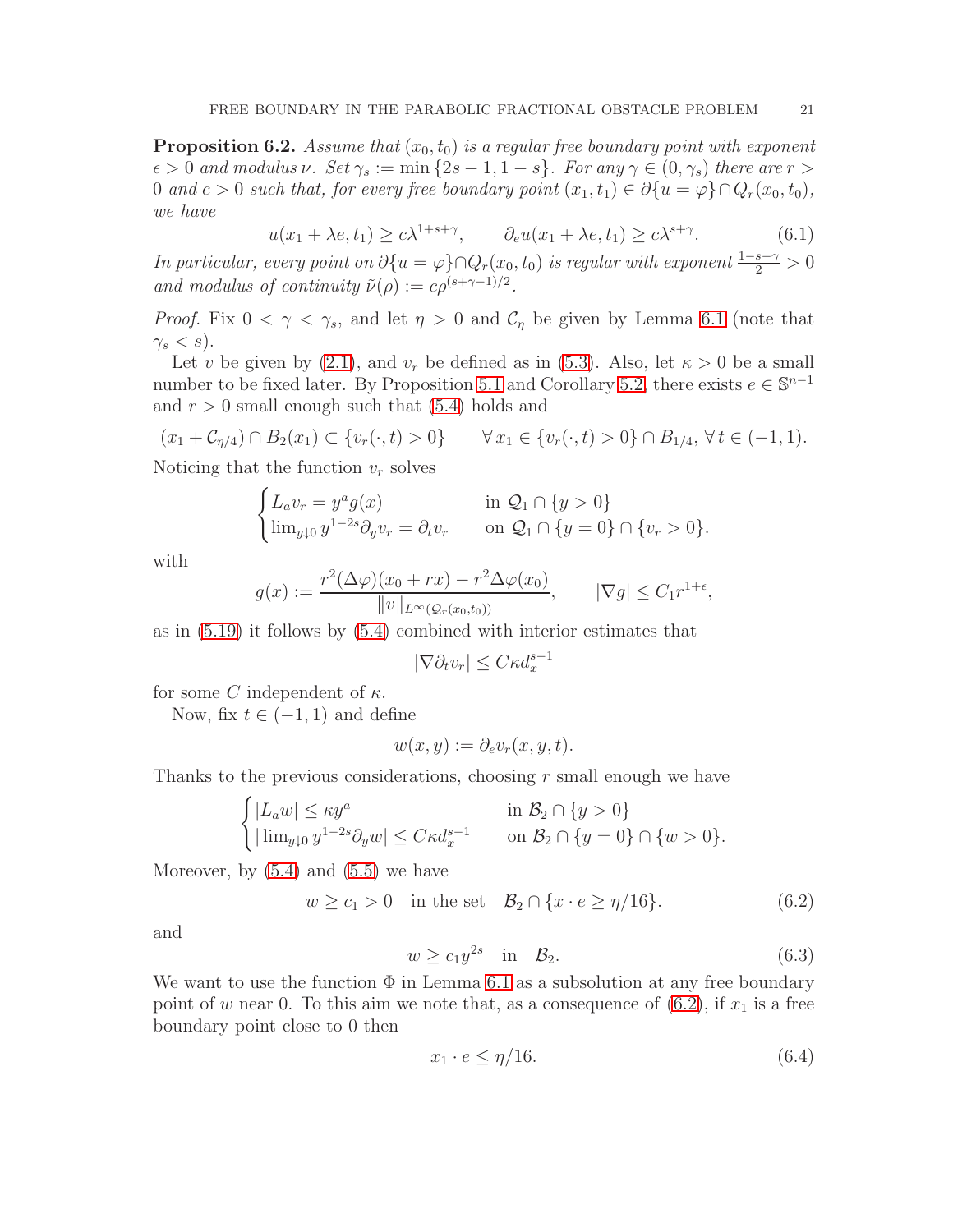**Proposition 6.2.** *Assume that $(x_0, t_0)$ is a regular free boundary point with exponent $\epsilon > 0$ and modulus $\nu$. Set $\gamma_s := \min\{2s-1, 1-s\}$. For any $\gamma \in (0, \gamma_s)$ there are $r > 0$ and $c > 0$ such that, for every free boundary point $(x_1, t_1) \in \partial\{u = \varphi\} \cap Q_r(x_0, t_0)$, we have*

$$u(x_1 + \lambda e, t_1) \geq c\lambda^{1+s+\gamma}, \qquad \partial_e u(x_1 + \lambda e, t_1) \geq c\lambda^{s+\gamma}. \tag{6.1}$$

*In particular, every point on $\partial\{u = \varphi\} \cap Q_r(x_0, t_0)$ is regular with exponent $\frac{1-s-\gamma}{2} > 0$ and modulus of continuity $\tilde{\nu}(\rho) := c\rho^{(s+\gamma-1)/2}$.*

*Proof.* Fix $0 < \gamma < \gamma_s$, and let $\eta > 0$ and $\mathcal{C}_\eta$ be given by Lemma 6.1 (note that $\gamma_s < s$).

Let $v$ be given by (2.1), and $v_r$ be defined as in (5.3). Also, let $\kappa > 0$ be a small number to be fixed later. By Proposition 5.1 and Corollary 5.2, there exists $e \in \mathbb{S}^{n-1}$ and $r > 0$ small enough such that (5.4) holds and

$$(x_1 + \mathcal{C}_{\eta/4}) \cap B_2(x_1) \subset \{v_r(\cdot, t) > 0\} \qquad \forall\, x_1 \in \{v_r(\cdot, t) > 0\} \cap B_{1/4},\ \forall\, t \in (-1, 1).$$

Noticing that the function $v_r$ solves

$$\begin{cases} L_a v_r = y^a g(x) & \text{in } \mathcal{Q}_1 \cap \{y > 0\} \\ \lim_{y \downarrow 0} y^{1-2s} \partial_y v_r = \partial_t v_r & \text{on } \mathcal{Q}_1 \cap \{y = 0\} \cap \{v_r > 0\}. \end{cases}$$

with

$$g(x) := \frac{r^2(\Delta\varphi)(x_0 + rx) - r^2\Delta\varphi(x_0)}{\|v\|_{L^\infty(\mathcal{Q}_r(x_0,t_0))}}, \qquad |\nabla g| \leq C_1 r^{1+\epsilon},$$

as in (5.19) it follows by (5.4) combined with interior estimates that

$$|\nabla \partial_t v_r| \leq C\kappa d_x^{s-1}$$

for some $C$ independent of $\kappa$.

Now, fix $t \in (-1, 1)$ and define

$$w(x, y) := \partial_e v_r(x, y, t).$$

Thanks to the previous considerations, choosing $r$ small enough we have

$$\begin{cases} |L_a w| \leq \kappa y^a & \text{in } \mathcal{B}_2 \cap \{y > 0\} \\ |\lim_{y \downarrow 0} y^{1-2s} \partial_y w| \leq C\kappa d_x^{s-1} & \text{on } \mathcal{B}_2 \cap \{y = 0\} \cap \{w > 0\}. \end{cases}$$

Moreover, by (5.4) and (5.5) we have

$$w \geq c_1 > 0 \quad \text{in the set} \quad \mathcal{B}_2 \cap \{x \cdot e \geq \eta/16\}. \tag{6.2}$$

and

$$w \geq c_1 y^{2s} \quad \text{in} \quad \mathcal{B}_2. \tag{6.3}$$

We want to use the function $\Phi$ in Lemma 6.1 as a subsolution at any free boundary point of $w$ near 0. To this aim we note that, as a consequence of (6.2), if $x_1$ is a free boundary point close to 0 then

$$x_1 \cdot e \leq \eta/16. \tag{6.4}$$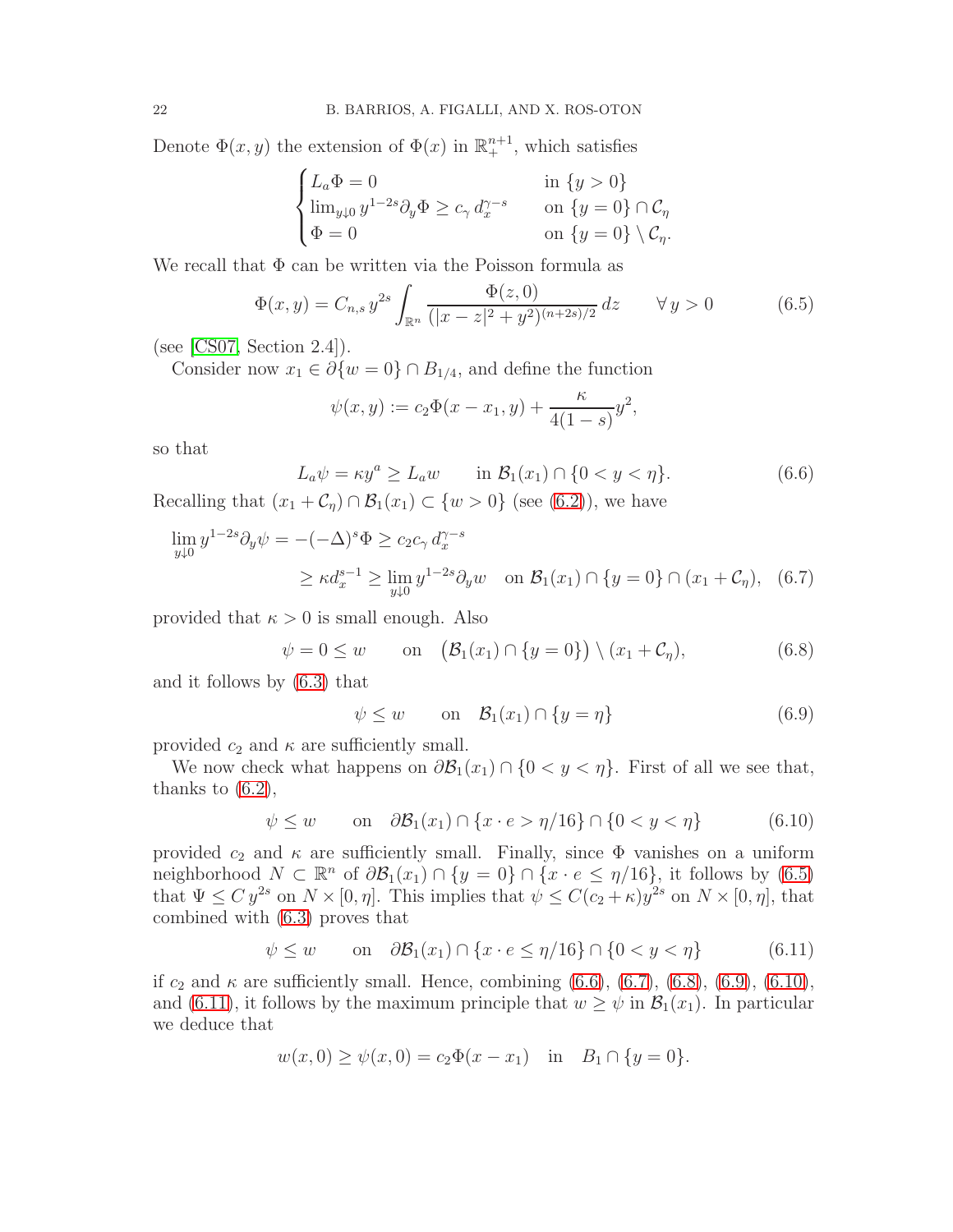Denote $\Phi(x,y)$ the extension of $\Phi(x)$ in $\mathbb{R}^{n+1}_+$, which satisfies

$$
\begin{cases}
L_a \Phi = 0 & \text{in } \{y>0\} \\
\lim_{y\downarrow 0} y^{1-2s}\partial_y \Phi \geq c_\gamma\, d_x^{\gamma-s} & \text{on } \{y=0\}\cap \mathcal{C}_\eta \\
\Phi = 0 & \text{on } \{y=0\}\setminus \mathcal{C}_\eta.
\end{cases}
$$

We recall that $\Phi$ can be written via the Poisson formula as

$$
\Phi(x,y) = C_{n,s}\, y^{2s} \int_{\mathbb{R}^n} \frac{\Phi(z,0)}{(|x-z|^2+y^2)^{(n+2s)/2}}\, dz \qquad \forall\, y>0 \tag{6.5}
$$

(see [CS07, Section 2.4]).

Consider now $x_1 \in \partial\{w=0\}\cap B_{1/4}$, and define the function

$$
\psi(x,y) := c_2 \Phi(x-x_1,y) + \frac{\kappa}{4(1-s)} y^2,
$$

so that

$$
L_a \psi = \kappa y^a \geq L_a w \qquad \text{in } \mathcal{B}_1(x_1)\cap \{0<y<\eta\}. \tag{6.6}
$$

Recalling that $(x_1 + \mathcal{C}_\eta)\cap \mathcal{B}_1(x_1) \subset \{w>0\}$ (see (6.2)), we have

$$
\begin{aligned}
\lim_{y\downarrow 0} y^{1-2s}\partial_y \psi = -(-\Delta)^s \Phi &\geq c_2 c_\gamma\, d_x^{\gamma-s} \\
&\geq \kappa d_x^{s-1} \geq \lim_{y\downarrow 0} y^{1-2s}\partial_y w \quad \text{on } \mathcal{B}_1(x_1)\cap\{y=0\}\cap(x_1+\mathcal{C}_\eta),
\end{aligned} \tag{6.7}
$$

provided that $\kappa>0$ is small enough. Also

$$
\psi = 0 \leq w \qquad \text{on} \quad \big(\mathcal{B}_1(x_1)\cap\{y=0\}\big)\setminus (x_1+\mathcal{C}_\eta), \tag{6.8}
$$

and it follows by (6.3) that

$$
\psi \leq w \qquad \text{on} \quad \mathcal{B}_1(x_1)\cap\{y=\eta\} \tag{6.9}
$$

provided $c_2$ and $\kappa$ are sufficiently small.

We now check what happens on $\partial\mathcal{B}_1(x_1)\cap\{0<y<\eta\}$. First of all we see that, thanks to (6.2),

$$
\psi \leq w \qquad \text{on} \quad \partial\mathcal{B}_1(x_1)\cap\{x\cdot e > \eta/16\}\cap\{0<y<\eta\} \tag{6.10}
$$

provided $c_2$ and $\kappa$ are sufficiently small. Finally, since $\Phi$ vanishes on a uniform neighborhood $N\subset\mathbb{R}^n$ of $\partial\mathcal{B}_1(x_1)\cap\{y=0\}\cap\{x\cdot e\leq \eta/16\}$, it follows by (6.5) that $\Psi \leq C\, y^{2s}$ on $N\times[0,\eta]$. This implies that $\psi\leq C(c_2+\kappa)y^{2s}$ on $N\times[0,\eta]$, that combined with (6.3) proves that

$$
\psi \leq w \qquad \text{on} \quad \partial\mathcal{B}_1(x_1)\cap\{x\cdot e\leq \eta/16\}\cap\{0<y<\eta\} \tag{6.11}
$$

if $c_2$ and $\kappa$ are sufficiently small. Hence, combining (6.6), (6.7), (6.8), (6.9), (6.10), and (6.11), it follows by the maximum principle that $w\geq\psi$ in $\mathcal{B}_1(x_1)$. In particular we deduce that

$$
w(x,0) \geq \psi(x,0) = c_2\Phi(x-x_1) \quad \text{in} \quad B_1\cap\{y=0\}.
$$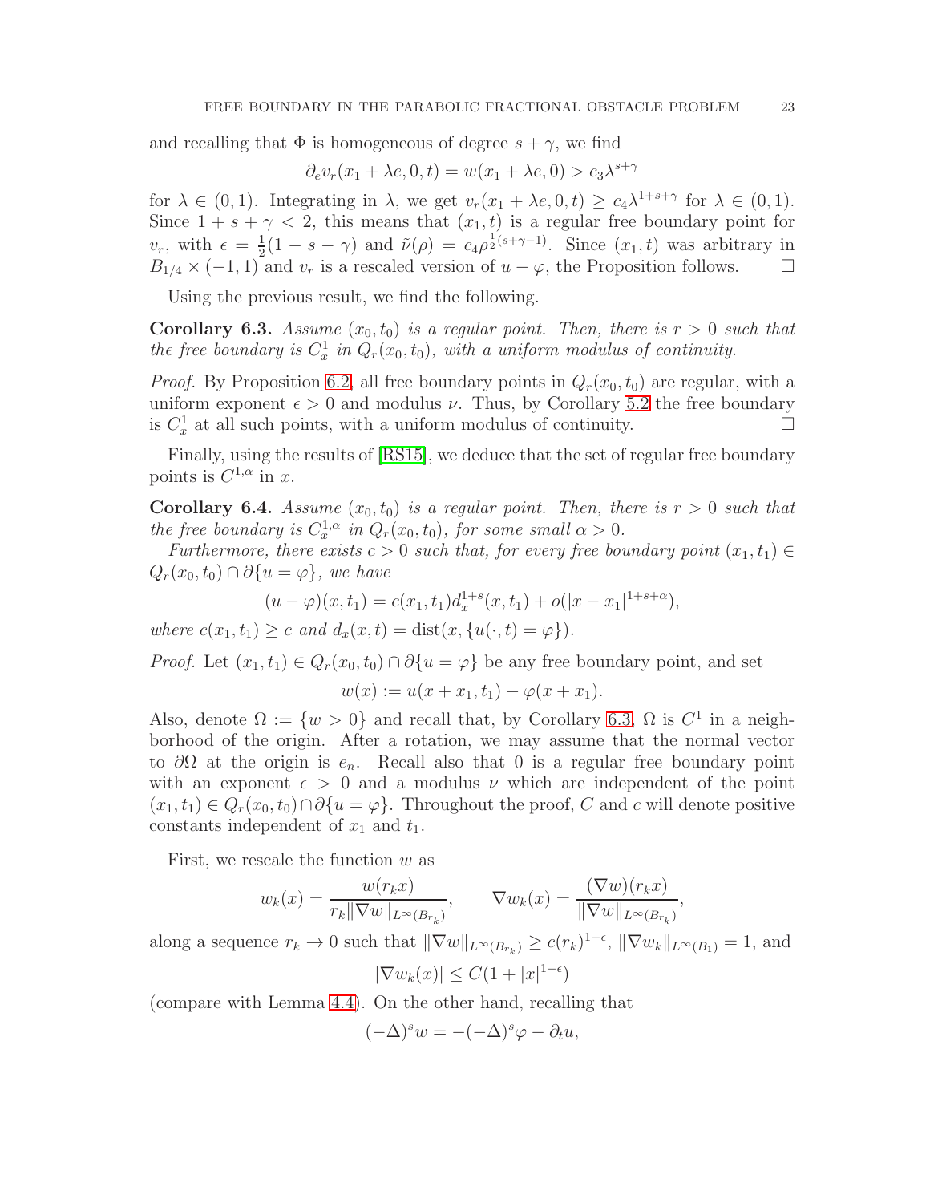and recalling that $\Phi$ is homogeneous of degree $s + \gamma$, we find

$$\partial_e v_r(x_1 + \lambda e, 0, t) = w(x_1 + \lambda e, 0) > c_3 \lambda^{s+\gamma}$$

for $\lambda \in (0, 1)$. Integrating in $\lambda$, we get $v_r(x_1 + \lambda e, 0, t) \geq c_4 \lambda^{1+s+\gamma}$ for $\lambda \in (0, 1)$. Since $1 + s + \gamma < 2$, this means that $(x_1, t)$ is a regular free boundary point for $v_r$, with $\epsilon = \frac{1}{2}(1 - s - \gamma)$ and $\tilde{\nu}(\rho) = c_4 \rho^{\frac{1}{2}(s+\gamma-1)}$. Since $(x_1, t)$ was arbitrary in $B_{1/4} \times (-1, 1)$ and $v_r$ is a rescaled version of $u - \varphi$, the Proposition follows. □

Using the previous result, we find the following.

**Corollary 6.3.** *Assume $(x_0, t_0)$ is a regular point. Then, there is $r > 0$ such that the free boundary is $C^1_x$ in $Q_r(x_0, t_0)$, with a uniform modulus of continuity.*

*Proof.* By Proposition 6.2, all free boundary points in $Q_r(x_0, t_0)$ are regular, with a uniform exponent $\epsilon > 0$ and modulus $\nu$. Thus, by Corollary 5.2 the free boundary is $C^1_x$ at all such points, with a uniform modulus of continuity. □

Finally, using the results of [RS15], we deduce that the set of regular free boundary points is $C^{1,\alpha}$ in $x$.

**Corollary 6.4.** *Assume $(x_0, t_0)$ is a regular point. Then, there is $r > 0$ such that the free boundary is $C^{1,\alpha}_x$ in $Q_r(x_0, t_0)$, for some small $\alpha > 0$.*

*Furthermore, there exists $c > 0$ such that, for every free boundary point $(x_1, t_1) \in Q_r(x_0, t_0) \cap \partial\{u = \varphi\}$, we have*

$$(u - \varphi)(x, t_1) = c(x_1, t_1) d_x^{1+s}(x, t_1) + o(|x - x_1|^{1+s+\alpha}),$$

*where $c(x_1, t_1) \geq c$ and $d_x(x, t) = \operatorname{dist}(x, \{u(\cdot, t) = \varphi\})$.*

*Proof.* Let $(x_1, t_1) \in Q_r(x_0, t_0) \cap \partial\{u = \varphi\}$ be any free boundary point, and set

$$w(x) := u(x + x_1, t_1) - \varphi(x + x_1).$$

Also, denote $\Omega := \{w > 0\}$ and recall that, by Corollary 6.3, $\Omega$ is $C^1$ in a neighborhood of the origin. After a rotation, we may assume that the normal vector to $\partial\Omega$ at the origin is $e_n$. Recall also that $0$ is a regular free boundary point with an exponent $\epsilon > 0$ and a modulus $\nu$ which are independent of the point $(x_1, t_1) \in Q_r(x_0, t_0) \cap \partial\{u = \varphi\}$. Throughout the proof, $C$ and $c$ will denote positive constants independent of $x_1$ and $t_1$.

First, we rescale the function $w$ as

$$w_k(x) = \frac{w(r_k x)}{r_k \|\nabla w\|_{L^\infty(B_{r_k})}}, \qquad \nabla w_k(x) = \frac{(\nabla w)(r_k x)}{\|\nabla w\|_{L^\infty(B_{r_k})}},$$

along a sequence $r_k \to 0$ such that $\|\nabla w\|_{L^\infty(B_{r_k})} \geq c(r_k)^{1-\epsilon}$, $\|\nabla w_k\|_{L^\infty(B_1)} = 1$, and

$$|\nabla w_k(x)| \leq C(1 + |x|^{1-\epsilon})$$

(compare with Lemma 4.4). On the other hand, recalling that

$$(-\Delta)^s w = -(-\Delta)^s \varphi - \partial_t u,$$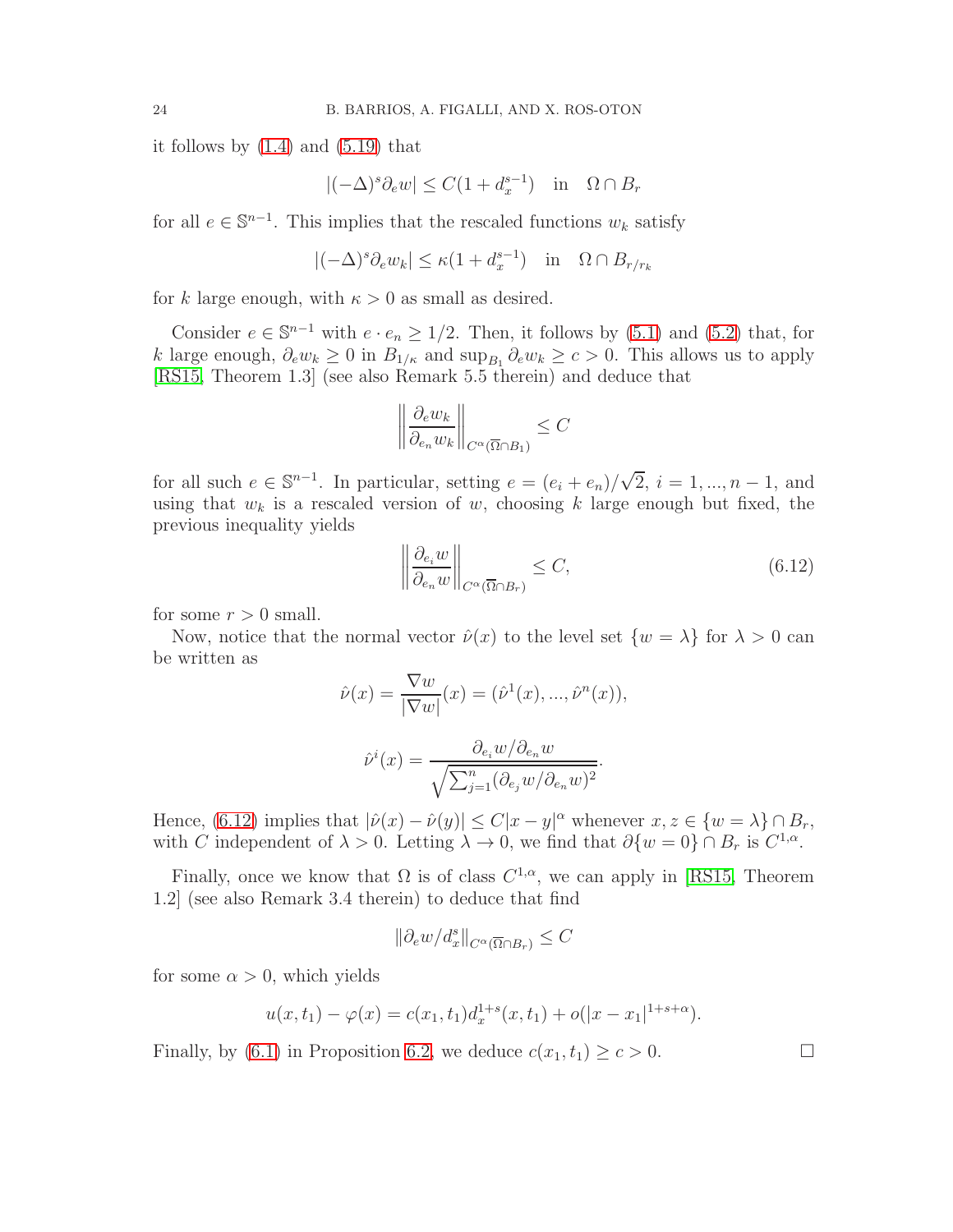it follows by (1.4) and (5.19) that

$$|(-\Delta)^s \partial_e w| \leq C(1 + d_x^{s-1}) \quad \text{in} \quad \Omega \cap B_r$$

for all $e \in \mathbb{S}^{n-1}$. This implies that the rescaled functions $w_k$ satisfy

$$|(-\Delta)^s \partial_e w_k| \leq \kappa(1 + d_x^{s-1}) \quad \text{in} \quad \Omega \cap B_{r/r_k}$$

for $k$ large enough, with $\kappa > 0$ as small as desired.

Consider $e \in \mathbb{S}^{n-1}$ with $e \cdot e_n \geq 1/2$. Then, it follows by (5.1) and (5.2) that, for $k$ large enough, $\partial_e w_k \geq 0$ in $B_{1/\kappa}$ and $\sup_{B_1} \partial_e w_k \geq c > 0$. This allows us to apply [RS15, Theorem 1.3] (see also Remark 5.5 therein) and deduce that

$$\left\| \frac{\partial_e w_k}{\partial_{e_n} w_k} \right\|_{C^\alpha(\overline{\Omega} \cap B_1)} \leq C$$

for all such $e \in \mathbb{S}^{n-1}$. In particular, setting $e = (e_i + e_n)/\sqrt{2}$, $i = 1, ..., n-1$, and using that $w_k$ is a rescaled version of $w$, choosing $k$ large enough but fixed, the previous inequality yields

$$\left\| \frac{\partial_{e_i} w}{\partial_{e_n} w} \right\|_{C^\alpha(\overline{\Omega} \cap B_r)} \leq C, \tag{6.12}$$

for some $r > 0$ small.

Now, notice that the normal vector $\hat{\nu}(x)$ to the level set $\{w = \lambda\}$ for $\lambda > 0$ can be written as

$$\hat{\nu}(x) = \frac{\nabla w}{|\nabla w|}(x) = (\hat{\nu}^1(x), ..., \hat{\nu}^n(x)),$$

$$\hat{\nu}^i(x) = \frac{\partial_{e_i} w / \partial_{e_n} w}{\sqrt{\sum_{j=1}^n (\partial_{e_j} w / \partial_{e_n} w)^2}}.$$

Hence, (6.12) implies that $|\hat{\nu}(x) - \hat{\nu}(y)| \leq C|x - y|^\alpha$ whenever $x, z \in \{w = \lambda\} \cap B_r$, with $C$ independent of $\lambda > 0$. Letting $\lambda \to 0$, we find that $\partial\{w = 0\} \cap B_r$ is $C^{1,\alpha}$.

Finally, once we know that $\Omega$ is of class $C^{1,\alpha}$, we can apply in [RS15, Theorem 1.2] (see also Remark 3.4 therein) to deduce that find

$$\|\partial_e w / d_x^s\|_{C^\alpha(\overline{\Omega} \cap B_r)} \leq C$$

for some $\alpha > 0$, which yields

$$u(x, t_1) - \varphi(x) = c(x_1, t_1) d_x^{1+s}(x, t_1) + o(|x - x_1|^{1+s+\alpha}).$$

Finally, by (6.1) in Proposition 6.2, we deduce $c(x_1, t_1) \geq c > 0$. $\square$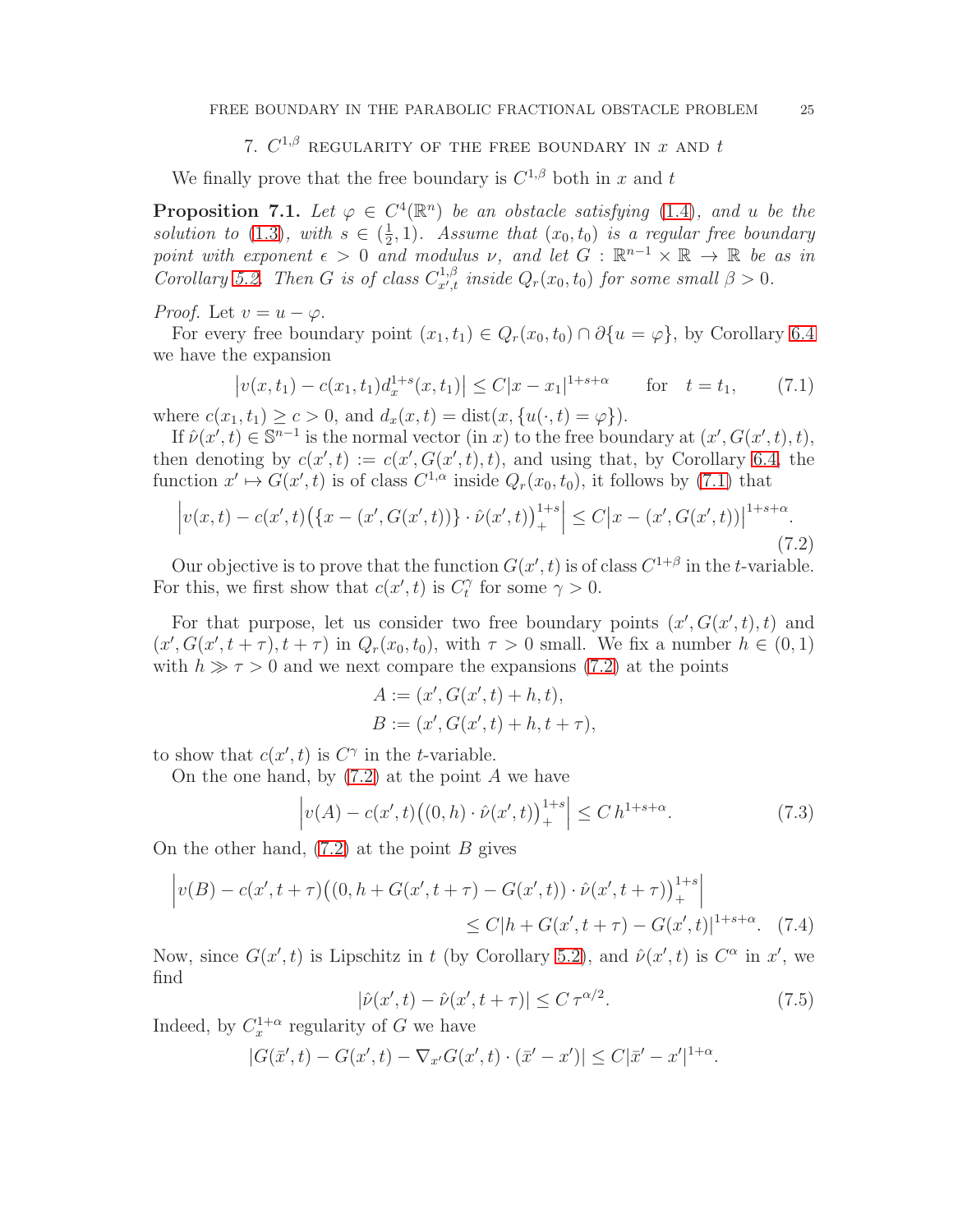## 7. $C^{1,\beta}$ regularity of the free boundary in $x$ and $t$

We finally prove that the free boundary is $C^{1,\beta}$ both in $x$ and $t$

**Proposition 7.1.** *Let $\varphi \in C^4(\mathbb{R}^n)$ be an obstacle satisfying (1.4), and $u$ be the solution to (1.3), with $s \in (\frac{1}{2}, 1)$. Assume that $(x_0, t_0)$ is a regular free boundary point with exponent $\epsilon > 0$ and modulus $\nu$, and let $G : \mathbb{R}^{n-1} \times \mathbb{R} \to \mathbb{R}$ be as in Corollary 5.2. Then $G$ is of class $C^{1,\beta}_{x',t}$ inside $Q_r(x_0, t_0)$ for some small $\beta > 0$.*

*Proof.* Let $v = u - \varphi$.

For every free boundary point $(x_1, t_1) \in Q_r(x_0, t_0) \cap \partial\{u = \varphi\}$, by Corollary 6.4 we have the expansion

$$\left|v(x, t_1) - c(x_1, t_1) d_x^{1+s}(x, t_1)\right| \leq C|x - x_1|^{1+s+\alpha} \qquad \text{for} \quad t = t_1, \tag{7.1}$$

where $c(x_1, t_1) \geq c > 0$, and $d_x(x, t) = \mathrm{dist}(x, \{u(\cdot, t) = \varphi\})$.

If $\hat{\nu}(x', t) \in \mathbb{S}^{n-1}$ is the normal vector (in $x$) to the free boundary at $(x', G(x', t), t)$, then denoting by $c(x', t) := c(x', G(x', t), t)$, and using that, by Corollary 6.4, the function $x' \mapsto G(x', t)$ is of class $C^{1,\alpha}$ inside $Q_r(x_0, t_0)$, it follows by (7.1) that

$$\left|v(x, t) - c(x', t)\big(\{x - (x', G(x', t))\} \cdot \hat{\nu}(x', t)\big)_+^{1+s}\right| \leq C\left|x - (x', G(x', t))\right|^{1+s+\alpha}. \tag{7.2}$$

Our objective is to prove that the function $G(x', t)$ is of class $C^{1+\beta}$ in the $t$-variable. For this, we first show that $c(x', t)$ is $C^\gamma_t$ for some $\gamma > 0$.

For that purpose, let us consider two free boundary points $(x', G(x', t), t)$ and $(x', G(x', t + \tau), t + \tau)$ in $Q_r(x_0, t_0)$, with $\tau > 0$ small. We fix a number $h \in (0, 1)$ with $h \gg \tau > 0$ and we next compare the expansions (7.2) at the points

$$A := (x', G(x', t) + h, t),$$
$$B := (x', G(x', t) + h, t + \tau),$$

to show that $c(x', t)$ is $C^\gamma$ in the $t$-variable.

On the one hand, by (7.2) at the point $A$ we have

$$\left|v(A) - c(x', t)\big((0, h) \cdot \hat{\nu}(x', t)\big)_+^{1+s}\right| \leq C\, h^{1+s+\alpha}. \tag{7.3}$$

On the other hand, (7.2) at the point $B$ gives

$$\left|v(B) - c(x', t + \tau)\big((0, h + G(x', t + \tau) - G(x', t)) \cdot \hat{\nu}(x', t + \tau)\big)_+^{1+s}\right|$$
$$\leq C|h + G(x', t + \tau) - G(x', t)|^{1+s+\alpha}. \tag{7.4}$$

Now, since $G(x', t)$ is Lipschitz in $t$ (by Corollary 5.2), and $\hat{\nu}(x', t)$ is $C^\alpha$ in $x'$, we find

$$|\hat{\nu}(x', t) - \hat{\nu}(x', t + \tau)| \leq C\, \tau^{\alpha/2}. \tag{7.5}$$

Indeed, by $C^{1+\alpha}_x$ regularity of $G$ we have

$$|G(\bar{x}', t) - G(x', t) - \nabla_{x'} G(x', t) \cdot (\bar{x}' - x')| \leq C|\bar{x}' - x'|^{1+\alpha}.$$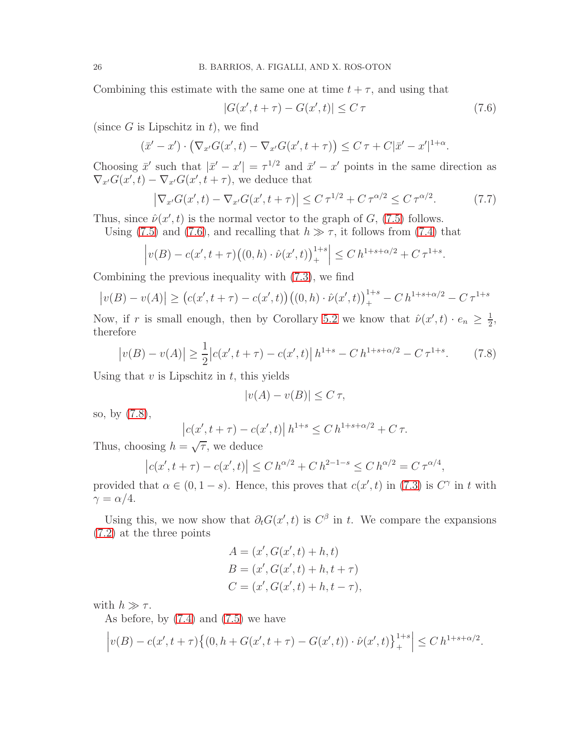Combining this estimate with the same one at time $t+\tau$, and using that

$$|G(x',t+\tau) - G(x',t)| \le C\,\tau \tag{7.6}$$

(since $G$ is Lipschitz in $t$), we find

$$(\bar x' - x')\cdot\big(\nabla_{x'}G(x',t) - \nabla_{x'}G(x',t+\tau)\big) \le C\,\tau + C|\bar x' - x'|^{1+\alpha}.$$

Choosing $\bar x'$ such that $|\bar x' - x'| = \tau^{1/2}$ and $\bar x' - x'$ points in the same direction as $\nabla_{x'}G(x',t) - \nabla_{x'}G(x',t+\tau)$, we deduce that

$$\big|\nabla_{x'}G(x',t) - \nabla_{x'}G(x',t+\tau)\big| \le C\,\tau^{1/2} + C\,\tau^{\alpha/2} \le C\,\tau^{\alpha/2}. \tag{7.7}$$

Thus, since $\hat\nu(x',t)$ is the normal vector to the graph of $G$, (7.5) follows.

Using (7.5) and (7.6), and recalling that $h \gg \tau$, it follows from (7.4) that

$$\Big|v(B) - c(x',t+\tau)\big((0,h)\cdot\hat\nu(x',t)\big)_+^{1+s}\Big| \le C\,h^{1+s+\alpha/2} + C\,\tau^{1+s}.$$

Combining the previous inequality with (7.3), we find

$$\big|v(B) - v(A)\big| \ge \big(c(x',t+\tau) - c(x',t)\big)\big((0,h)\cdot\hat\nu(x',t)\big)_+^{1+s} - C\,h^{1+s+\alpha/2} - C\,\tau^{1+s}$$

Now, if $r$ is small enough, then by Corollary 5.2 we know that $\hat\nu(x',t)\cdot e_n \ge \frac12$, therefore

$$\big|v(B) - v(A)\big| \ge \frac12\big|c(x',t+\tau) - c(x',t)\big|\,h^{1+s} - C\,h^{1+s+\alpha/2} - C\,\tau^{1+s}. \tag{7.8}$$

Using that $v$ is Lipschitz in $t$, this yields

$$|v(A) - v(B)| \le C\,\tau,$$

so, by (7.8),

$$\big|c(x',t+\tau) - c(x',t)\big|\,h^{1+s} \le C\,h^{1+s+\alpha/2} + C\,\tau.$$

Thus, choosing $h = \sqrt{\tau}$, we deduce

$$\big|c(x',t+\tau) - c(x',t)\big| \le C\,h^{\alpha/2} + C\,h^{2-1-s} \le C\,h^{\alpha/2} = C\,\tau^{\alpha/4},$$

provided that $\alpha \in (0,1-s)$. Hence, this proves that $c(x',t)$ in (7.3) is $C^\gamma$ in $t$ with $\gamma = \alpha/4$.

Using this, we now show that $\partial_t G(x',t)$ is $C^\beta$ in $t$. We compare the expansions (7.2) at the three points

$$\begin{aligned} A &= (x', G(x',t) + h, t)\\ B &= (x', G(x',t) + h, t+\tau)\\ C &= (x', G(x',t) + h, t-\tau), \end{aligned}$$

with $h \gg \tau$.

As before, by (7.4) and (7.5) we have

$$\Big|v(B) - c(x',t+\tau)\big\{(0, h + G(x',t+\tau) - G(x',t))\cdot\hat\nu(x',t)\big\}_+^{1+s}\Big| \le C\,h^{1+s+\alpha/2}.$$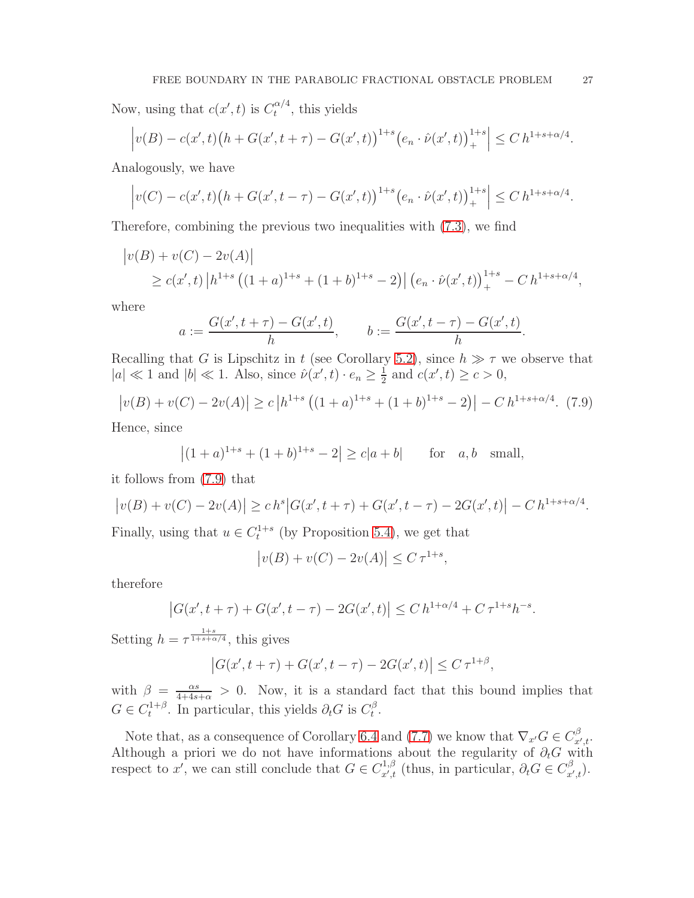Now, using that $c(x',t)$ is $C_t^{\alpha/4}$, this yields

$$\Big|v(B) - c(x',t)\big(h + G(x',t+\tau) - G(x',t)\big)^{1+s}\big(e_n \cdot \hat{\nu}(x',t)\big)_+^{1+s}\Big| \le C\, h^{1+s+\alpha/4}.$$

Analogously, we have

$$\Big|v(C) - c(x',t)\big(h + G(x',t-\tau) - G(x',t)\big)^{1+s}\big(e_n \cdot \hat{\nu}(x',t)\big)_+^{1+s}\Big| \le C\, h^{1+s+\alpha/4}.$$

Therefore, combining the previous two inequalities with (7.3), we find

$$\begin{aligned}
&\big|v(B) + v(C) - 2v(A)\big| \\
&\qquad \ge c(x',t)\left|h^{1+s}\left((1+a)^{1+s} + (1+b)^{1+s} - 2\right)\right| \big(e_n \cdot \hat{\nu}(x',t)\big)_+^{1+s} - C\, h^{1+s+\alpha/4},
\end{aligned}$$

where

$$a := \frac{G(x',t+\tau) - G(x',t)}{h}, \qquad b := \frac{G(x',t-\tau) - G(x',t)}{h}.$$

Recalling that $G$ is Lipschitz in $t$ (see Corollary 5.2), since $h \gg \tau$ we observe that $|a| \ll 1$ and $|b| \ll 1$. Also, since $\hat{\nu}(x',t) \cdot e_n \ge \frac{1}{2}$ and $c(x',t) \ge c > 0$,

$$\big|v(B) + v(C) - 2v(A)\big| \ge c\left|h^{1+s}\left((1+a)^{1+s} + (1+b)^{1+s} - 2\right)\right| - C\, h^{1+s+\alpha/4}. \quad (7.9)$$

Hence, since

$$\big|(1+a)^{1+s} + (1+b)^{1+s} - 2\big| \ge c|a+b| \qquad \text{for} \quad a, b \quad \text{small},$$

it follows from (7.9) that

$$\big|v(B) + v(C) - 2v(A)\big| \ge c\, h^s \big|G(x',t+\tau) + G(x',t-\tau) - 2G(x',t)\big| - C\, h^{1+s+\alpha/4}.$$

Finally, using that $u \in C_t^{1+s}$ (by Proposition 5.4), we get that

$$\big|v(B) + v(C) - 2v(A)\big| \le C\, \tau^{1+s},$$

therefore

$$\big|G(x',t+\tau) + G(x',t-\tau) - 2G(x',t)\big| \le C\, h^{1+\alpha/4} + C\, \tau^{1+s} h^{-s}.$$

Setting $h = \tau^{\frac{1+s}{1+s+\alpha/4}}$, this gives

$$\big|G(x',t+\tau) + G(x',t-\tau) - 2G(x',t)\big| \le C\, \tau^{1+\beta},$$

with $\beta = \frac{\alpha s}{4+4s+\alpha} > 0$. Now, it is a standard fact that this bound implies that $G \in C_t^{1+\beta}$. In particular, this yields $\partial_t G$ is $C_t^\beta$.

Note that, as a consequence of Corollary 6.4 and (7.7) we know that $\nabla_{x'} G \in C^\beta_{x',t}$. Although a priori we do not have informations about the regularity of $\partial_t G$ with respect to $x'$, we can still conclude that $G \in C^{1,\beta}_{x',t}$ (thus, in particular, $\partial_t G \in C^\beta_{x',t}$).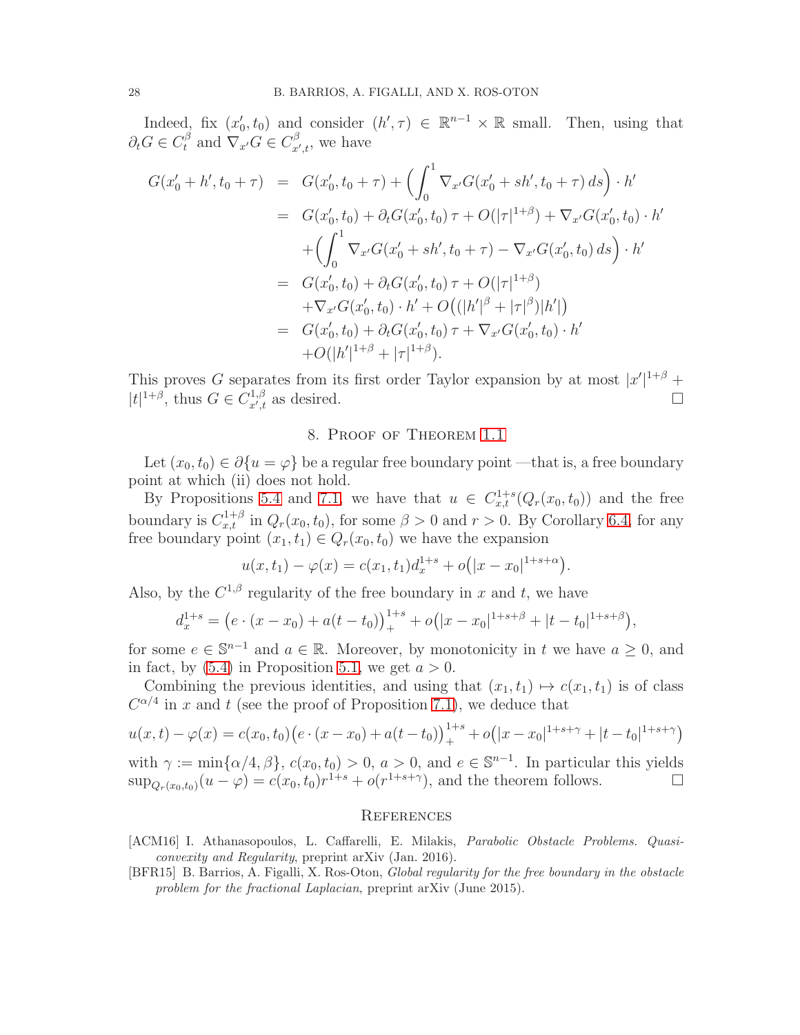Indeed, fix $(x_0', t_0)$ and consider $(h', \tau) \in \mathbb{R}^{n-1} \times \mathbb{R}$ small. Then, using that $\partial_t G \in C^\beta_t$ and $\nabla_{x'} G \in C^\beta_{x',t}$, we have

$$
\begin{aligned}
G(x_0' + h', t_0 + \tau) &= G(x_0', t_0 + \tau) + \Big( \int_0^1 \nabla_{x'} G(x_0' + sh', t_0 + \tau)\, ds \Big) \cdot h' \\
&= G(x_0', t_0) + \partial_t G(x_0', t_0)\, \tau + O(|\tau|^{1+\beta}) + \nabla_{x'} G(x_0', t_0) \cdot h' \\
&\quad + \Big( \int_0^1 \nabla_{x'} G(x_0' + sh', t_0 + \tau) - \nabla_{x'} G(x_0', t_0)\, ds \Big) \cdot h' \\
&= G(x_0', t_0) + \partial_t G(x_0', t_0)\, \tau + O(|\tau|^{1+\beta}) \\
&\quad + \nabla_{x'} G(x_0', t_0) \cdot h' + O\big( (|h'|^\beta + |\tau|^\beta) |h'| \big) \\
&= G(x_0', t_0) + \partial_t G(x_0', t_0)\, \tau + \nabla_{x'} G(x_0', t_0) \cdot h' \\
&\quad + O(|h'|^{1+\beta} + |\tau|^{1+\beta}).
\end{aligned}
$$

This proves $G$ separates from its first order Taylor expansion by at most $|x'|^{1+\beta} + |t|^{1+\beta}$, thus $G \in C^{1,\beta}_{x',t}$ as desired. $\square$

## 8. Proof of Theorem 1.1

Let $(x_0, t_0) \in \partial\{u = \varphi\}$ be a regular free boundary point —that is, a free boundary point at which (ii) does not hold.

By Propositions 5.4 and 7.1, we have that $u \in C^{1+s}_{x,t}(Q_r(x_0, t_0))$ and the free boundary is $C^{1+\beta}_{x,t}$ in $Q_r(x_0, t_0)$, for some $\beta > 0$ and $r > 0$. By Corollary 6.4, for any free boundary point $(x_1, t_1) \in Q_r(x_0, t_0)$ we have the expansion

$$
u(x, t_1) - \varphi(x) = c(x_1, t_1) d_x^{1+s} + o\big( |x - x_0|^{1+s+\alpha} \big).
$$

Also, by the $C^{1,\beta}$ regularity of the free boundary in $x$ and $t$, we have

$$
d_x^{1+s} = \big( e \cdot (x - x_0) + a(t - t_0) \big)_+^{1+s} + o\big( |x - x_0|^{1+s+\beta} + |t - t_0|^{1+s+\beta} \big),
$$

for some $e \in \mathbb{S}^{n-1}$ and $a \in \mathbb{R}$. Moreover, by monotonicity in $t$ we have $a \geq 0$, and in fact, by (5.4) in Proposition 5.1, we get $a > 0$.

Combining the previous identities, and using that $(x_1, t_1) \mapsto c(x_1, t_1)$ is of class $C^{\alpha/4}$ in $x$ and $t$ (see the proof of Proposition 7.1), we deduce that

$$
u(x, t) - \varphi(x) = c(x_0, t_0) \big( e \cdot (x - x_0) + a(t - t_0) \big)_+^{1+s} + o\big( |x - x_0|^{1+s+\gamma} + |t - t_0|^{1+s+\gamma} \big)
$$

with $\gamma := \min\{\alpha/4, \beta\}$, $c(x_0, t_0) > 0$, $a > 0$, and $e \in \mathbb{S}^{n-1}$. In particular this yields $\sup_{Q_r(x_0, t_0)} (u - \varphi) = c(x_0, t_0) r^{1+s} + o(r^{1+s+\gamma})$, and the theorem follows. $\square$

## References

[ACM16] I. Athanasopoulos, L. Caffarelli, E. Milakis, *Parabolic Obstacle Problems. Quasi-convexity and Regularity*, preprint arXiv (Jan. 2016).

[BFR15] B. Barrios, A. Figalli, X. Ros-Oton, *Global regularity for the free boundary in the obstacle problem for the fractional Laplacian*, preprint arXiv (June 2015).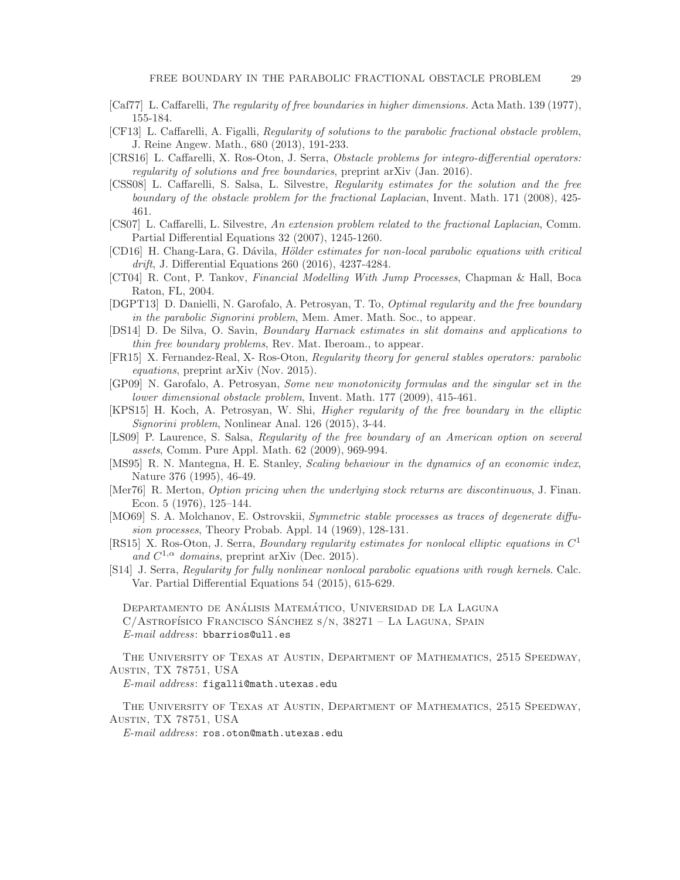[Caf77] L. Caffarelli, *The regularity of free boundaries in higher dimensions.* Acta Math. 139 (1977), 155-184.

[CF13] L. Caffarelli, A. Figalli, *Regularity of solutions to the parabolic fractional obstacle problem*, J. Reine Angew. Math., 680 (2013), 191-233.

[CRS16] L. Caffarelli, X. Ros-Oton, J. Serra, *Obstacle problems for integro-differential operators: regularity of solutions and free boundaries*, preprint arXiv (Jan. 2016).

[CSS08] L. Caffarelli, S. Salsa, L. Silvestre, *Regularity estimates for the solution and the free boundary of the obstacle problem for the fractional Laplacian*, Invent. Math. 171 (2008), 425-461.

[CS07] L. Caffarelli, L. Silvestre, *An extension problem related to the fractional Laplacian*, Comm. Partial Differential Equations 32 (2007), 1245-1260.

[CD16] H. Chang-Lara, G. Dávila, *Hölder estimates for non-local parabolic equations with critical drift*, J. Differential Equations 260 (2016), 4237-4284.

[CT04] R. Cont, P. Tankov, *Financial Modelling With Jump Processes*, Chapman & Hall, Boca Raton, FL, 2004.

[DGPT13] D. Danielli, N. Garofalo, A. Petrosyan, T. To, *Optimal regularity and the free boundary in the parabolic Signorini problem*, Mem. Amer. Math. Soc., to appear.

[DS14] D. De Silva, O. Savin, *Boundary Harnack estimates in slit domains and applications to thin free boundary problems*, Rev. Mat. Iberoam., to appear.

[FR15] X. Fernandez-Real, X- Ros-Oton, *Regularity theory for general stables operators: parabolic equations*, preprint arXiv (Nov. 2015).

[GP09] N. Garofalo, A. Petrosyan, *Some new monotonicity formulas and the singular set in the lower dimensional obstacle problem*, Invent. Math. 177 (2009), 415-461.

[KPS15] H. Koch, A. Petrosyan, W. Shi, *Higher regularity of the free boundary in the elliptic Signorini problem*, Nonlinear Anal. 126 (2015), 3-44.

[LS09] P. Laurence, S. Salsa, *Regularity of the free boundary of an American option on several assets*, Comm. Pure Appl. Math. 62 (2009), 969-994.

[MS95] R. N. Mantegna, H. E. Stanley, *Scaling behaviour in the dynamics of an economic index*, Nature 376 (1995), 46-49.

[Mer76] R. Merton, *Option pricing when the underlying stock returns are discontinuous*, J. Finan. Econ. 5 (1976), 125–144.

[MO69] S. A. Molchanov, E. Ostrovskii, *Symmetric stable processes as traces of degenerate diffusion processes*, Theory Probab. Appl. 14 (1969), 128-131.

[RS15] X. Ros-Oton, J. Serra, *Boundary regularity estimates for nonlocal elliptic equations in $C^1$ and $C^{1,\alpha}$ domains*, preprint arXiv (Dec. 2015).

[S14] J. Serra, *Regularity for fully nonlinear nonlocal parabolic equations with rough kernels*. Calc. Var. Partial Differential Equations 54 (2015), 615-629.

Departamento de Análisis Matemático, Universidad de La Laguna
C/Astrofísico Francisco Sánchez s/n, 38271 – La Laguna, Spain
*E-mail address*: bbarrios@ull.es

The University of Texas at Austin, Department of Mathematics, 2515 Speedway, Austin, TX 78751, USA
*E-mail address*: figalli@math.utexas.edu

The University of Texas at Austin, Department of Mathematics, 2515 Speedway, Austin, TX 78751, USA
*E-mail address*: ros.oton@math.utexas.edu